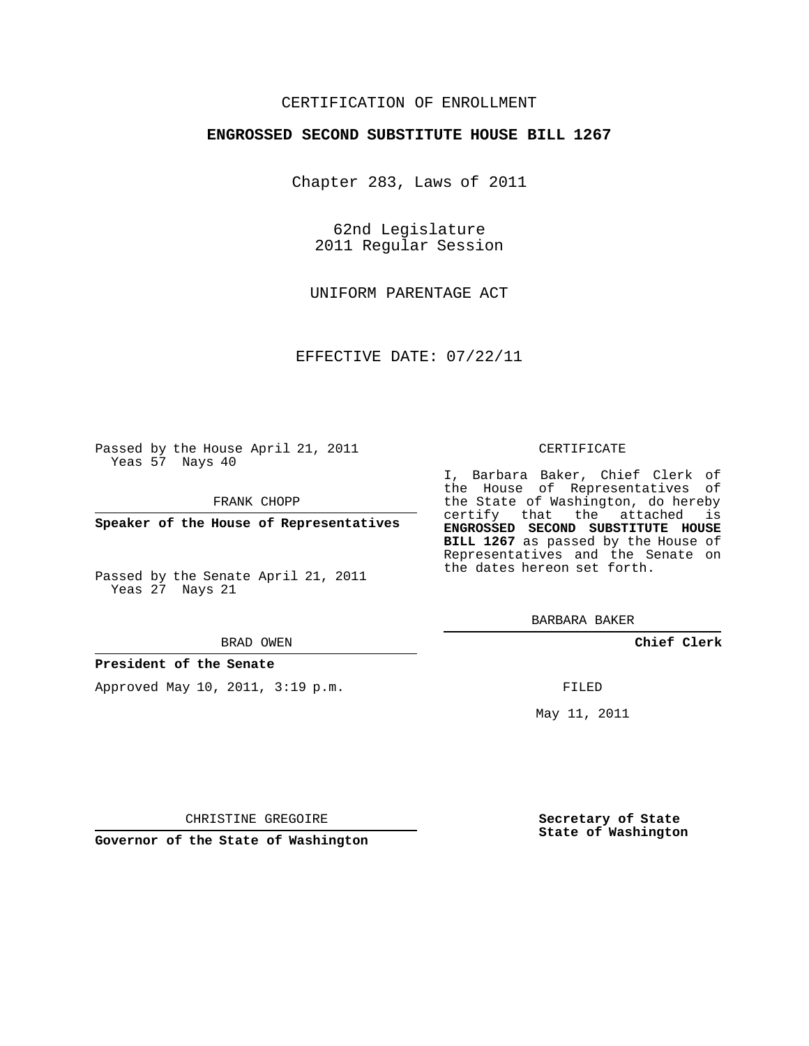CERTIFICATION OF ENROLLMENT

**ENGROSSED SECOND SUBSTITUTE HOUSE BILL 1267**

Chapter 283, Laws of 2011

62nd Legislature
2011 Regular Session

UNIFORM PARENTAGE ACT

EFFECTIVE DATE: 07/22/11

Passed by the House April 21, 2011
Yeas 57 Nays 40

FRANK CHOPP

**Speaker of the House of Representatives**

Passed by the Senate April 21, 2011
Yeas 27 Nays 21

BRAD OWEN

**President of the Senate**

Approved May 10, 2011, 3:19 p.m.

CHRISTINE GREGOIRE

**Governor of the State of Washington**

CERTIFICATE

I, Barbara Baker, Chief Clerk of the House of Representatives of the State of Washington, do hereby certify that the attached is **ENGROSSED SECOND SUBSTITUTE HOUSE BILL 1267** as passed by the House of Representatives and the Senate on the dates hereon set forth.

BARBARA BAKER

**Chief Clerk**

FILED

May 11, 2011

**Secretary of State**
**State of Washington**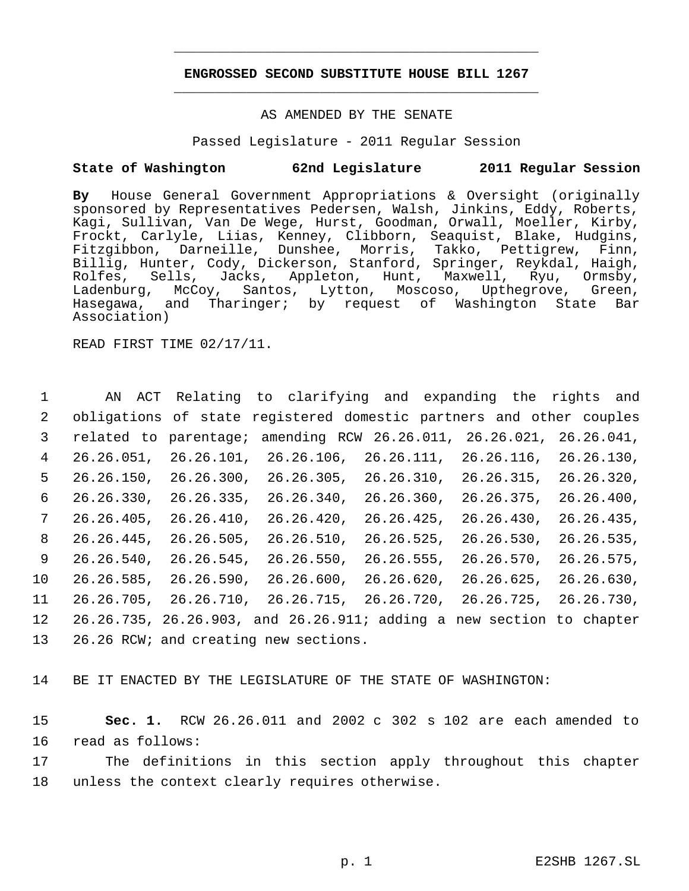# ENGROSSED SECOND SUBSTITUTE HOUSE BILL 1267

AS AMENDED BY THE SENATE

Passed Legislature - 2011 Regular Session

**State of Washington 62nd Legislature 2011 Regular Session**

**By** House General Government Appropriations & Oversight (originally sponsored by Representatives Pedersen, Walsh, Jinkins, Eddy, Roberts, Kagi, Sullivan, Van De Wege, Hurst, Goodman, Orwall, Moeller, Kirby, Frockt, Carlyle, Liias, Kenney, Clibborn, Seaquist, Blake, Hudgins, Fitzgibbon, Darneille, Dunshee, Morris, Takko, Pettigrew, Finn, Billig, Hunter, Cody, Dickerson, Stanford, Springer, Reykdal, Haigh, Rolfes, Sells, Jacks, Appleton, Hunt, Maxwell, Ryu, Ormsby, Ladenburg, McCoy, Santos, Lytton, Moscoso, Upthegrove, Green, Hasegawa, and Tharinger; by request of Washington State Bar Association)

READ FIRST TIME 02/17/11.

AN ACT Relating to clarifying and expanding the rights and obligations of state registered domestic partners and other couples related to parentage; amending RCW 26.26.011, 26.26.021, 26.26.041, 26.26.051, 26.26.101, 26.26.106, 26.26.111, 26.26.116, 26.26.130, 26.26.150, 26.26.300, 26.26.305, 26.26.310, 26.26.315, 26.26.320, 26.26.330, 26.26.335, 26.26.340, 26.26.360, 26.26.375, 26.26.400, 26.26.405, 26.26.410, 26.26.420, 26.26.425, 26.26.430, 26.26.435, 26.26.445, 26.26.505, 26.26.510, 26.26.525, 26.26.530, 26.26.535, 26.26.540, 26.26.545, 26.26.550, 26.26.555, 26.26.570, 26.26.575, 26.26.585, 26.26.590, 26.26.600, 26.26.620, 26.26.625, 26.26.630, 26.26.705, 26.26.710, 26.26.715, 26.26.720, 26.26.725, 26.26.730, 26.26.735, 26.26.903, and 26.26.911; adding a new section to chapter 26.26 RCW; and creating new sections.

BE IT ENACTED BY THE LEGISLATURE OF THE STATE OF WASHINGTON:

**Sec. 1.** RCW 26.26.011 and 2002 c 302 s 102 are each amended to read as follows:

The definitions in this section apply throughout this chapter unless the context clearly requires otherwise.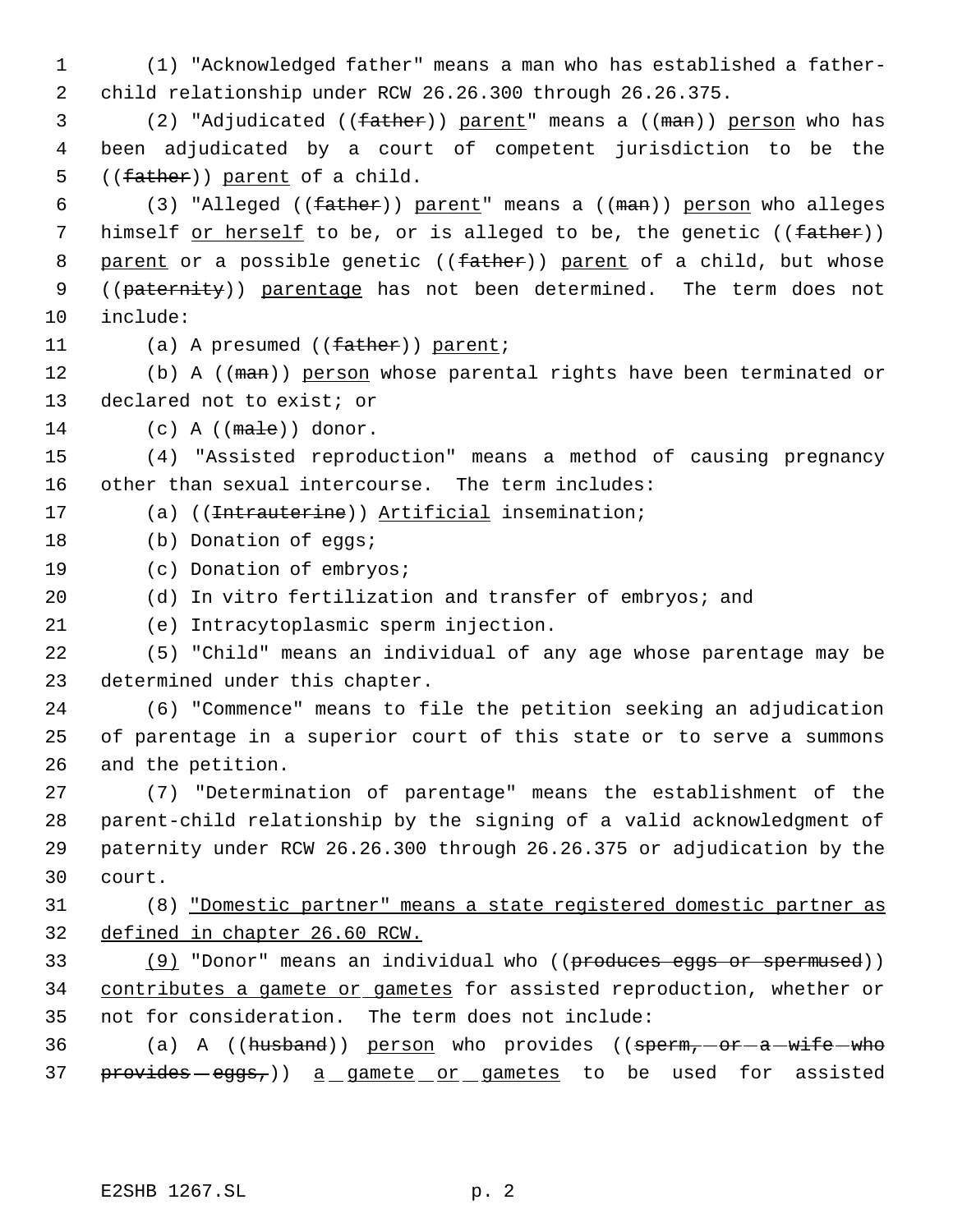(1) "Acknowledged father" means a man who has established a father-child relationship under RCW 26.26.300 through 26.26.375.

(2) "Adjudicated ((~~father~~)) <u>parent</u>" means a ((~~man~~)) <u>person</u> who has been adjudicated by a court of competent jurisdiction to be the ((~~father~~)) <u>parent</u> of a child.

(3) "Alleged ((~~father~~)) <u>parent</u>" means a ((~~man~~)) <u>person</u> who alleges himself <u>or herself</u> to be, or is alleged to be, the genetic ((~~father~~)) <u>parent</u> or a possible genetic ((~~father~~)) <u>parent</u> of a child, but whose ((~~paternity~~)) <u>parentage</u> has not been determined. The term does not include:

(a) A presumed ((~~father~~)) <u>parent</u>;

(b) A ((~~man~~)) <u>person</u> whose parental rights have been terminated or declared not to exist; or

(c) A ((~~male~~)) donor.

(4) "Assisted reproduction" means a method of causing pregnancy other than sexual intercourse. The term includes:

(a) ((~~Intrauterine~~)) <u>Artificial</u> insemination;

(b) Donation of eggs;

(c) Donation of embryos;

(d) In vitro fertilization and transfer of embryos; and

(e) Intracytoplasmic sperm injection.

(5) "Child" means an individual of any age whose parentage may be determined under this chapter.

(6) "Commence" means to file the petition seeking an adjudication of parentage in a superior court of this state or to serve a summons and the petition.

(7) "Determination of parentage" means the establishment of the parent-child relationship by the signing of a valid acknowledgment of paternity under RCW 26.26.300 through 26.26.375 or adjudication by the court.

(8) <u>"Domestic partner" means a state registered domestic partner as defined in chapter 26.60 RCW.</u>

<u>(9)</u> "Donor" means an individual who ((~~produces eggs or spermused~~)) <u>contributes a gamete or gametes</u> for assisted reproduction, whether or not for consideration. The term does not include:

(a) A ((~~husband~~)) <u>person</u> who provides ((~~sperm, or a wife who provides eggs,~~)) <u>a gamete or gametes</u> to be used for assisted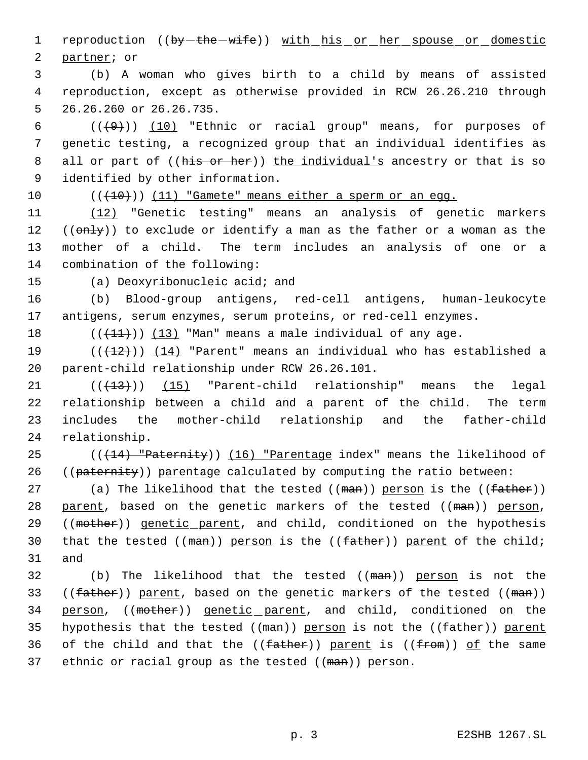reproduction ((~~by the wife~~)) <u>with his or her spouse or domestic partner</u>; or

(b) A woman who gives birth to a child by means of assisted reproduction, except as otherwise provided in RCW 26.26.210 through 26.26.260 or 26.26.735.

((~~(9)~~)) <u>(10)</u> "Ethnic or racial group" means, for purposes of genetic testing, a recognized group that an individual identifies as all or part of ((~~his or her~~)) <u>the individual's</u> ancestry or that is so identified by other information.

((~~(10)~~)) <u>(11) "Gamete" means either a sperm or an egg.</u>

<u>(12)</u> "Genetic testing" means an analysis of genetic markers ((~~only~~)) to exclude or identify a man as the father or a woman as the mother of a child. The term includes an analysis of one or a combination of the following:

(a) Deoxyribonucleic acid; and

(b) Blood-group antigens, red-cell antigens, human-leukocyte antigens, serum enzymes, serum proteins, or red-cell enzymes.

((~~(11)~~)) <u>(13)</u> "Man" means a male individual of any age.

((~~(12)~~)) <u>(14)</u> "Parent" means an individual who has established a parent-child relationship under RCW 26.26.101.

((~~(13)~~)) <u>(15)</u> "Parent-child relationship" means the legal relationship between a child and a parent of the child. The term includes the mother-child relationship and the father-child relationship.

((~~(14) "Paternity~~)) <u>(16) "Parentage</u> index" means the likelihood of ((~~paternity~~)) <u>parentage</u> calculated by computing the ratio between:

(a) The likelihood that the tested ((~~man~~)) <u>person</u> is the ((~~father~~)) <u>parent</u>, based on the genetic markers of the tested ((~~man~~)) <u>person</u>, ((~~mother~~)) <u>genetic parent</u>, and child, conditioned on the hypothesis that the tested ((~~man~~)) <u>person</u> is the ((~~father~~)) <u>parent</u> of the child; and

(b) The likelihood that the tested ((~~man~~)) <u>person</u> is not the ((~~father~~)) <u>parent</u>, based on the genetic markers of the tested ((~~man~~)) <u>person</u>, ((~~mother~~)) <u>genetic parent</u>, and child, conditioned on the hypothesis that the tested ((~~man~~)) <u>person</u> is not the ((~~father~~)) <u>parent</u> of the child and that the ((~~father~~)) <u>parent</u> is ((~~from~~)) <u>of</u> the same ethnic or racial group as the tested ((~~man~~)) <u>person</u>.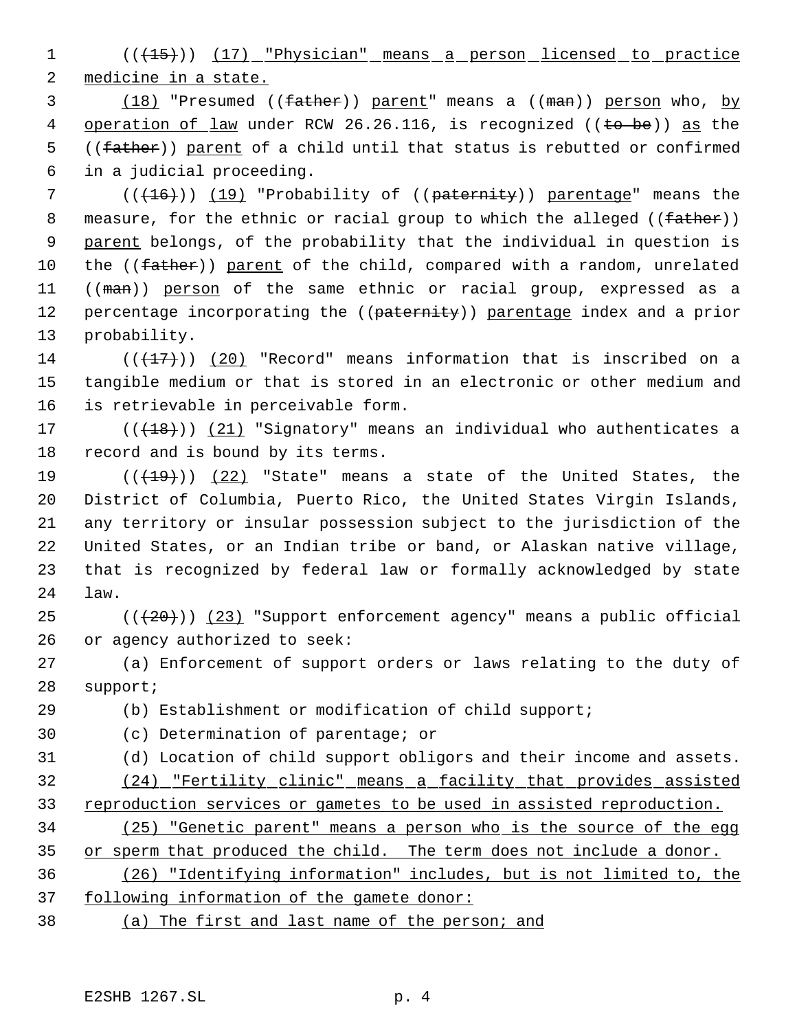(((15))) (17) "Physician" means a person licensed to practice medicine in a state.

(18) "Presumed ((father)) parent" means a ((man)) person who, by operation of law under RCW 26.26.116, is recognized ((to be)) as the ((father)) parent of a child until that status is rebutted or confirmed in a judicial proceeding.

(((16))) (19) "Probability of ((paternity)) parentage" means the measure, for the ethnic or racial group to which the alleged ((father)) parent belongs, of the probability that the individual in question is the ((father)) parent of the child, compared with a random, unrelated ((man)) person of the same ethnic or racial group, expressed as a percentage incorporating the ((paternity)) parentage index and a prior probability.

(((17))) (20) "Record" means information that is inscribed on a tangible medium or that is stored in an electronic or other medium and is retrievable in perceivable form.

(((18))) (21) "Signatory" means an individual who authenticates a record and is bound by its terms.

(((19))) (22) "State" means a state of the United States, the District of Columbia, Puerto Rico, the United States Virgin Islands, any territory or insular possession subject to the jurisdiction of the United States, or an Indian tribe or band, or Alaskan native village, that is recognized by federal law or formally acknowledged by state law.

(((20))) (23) "Support enforcement agency" means a public official or agency authorized to seek:

(a) Enforcement of support orders or laws relating to the duty of support;

(b) Establishment or modification of child support;

(c) Determination of parentage; or

(d) Location of child support obligors and their income and assets.

(24) "Fertility clinic" means a facility that provides assisted reproduction services or gametes to be used in assisted reproduction.

(25) "Genetic parent" means a person who is the source of the egg or sperm that produced the child. The term does not include a donor.

(26) "Identifying information" includes, but is not limited to, the following information of the gamete donor:

(a) The first and last name of the person; and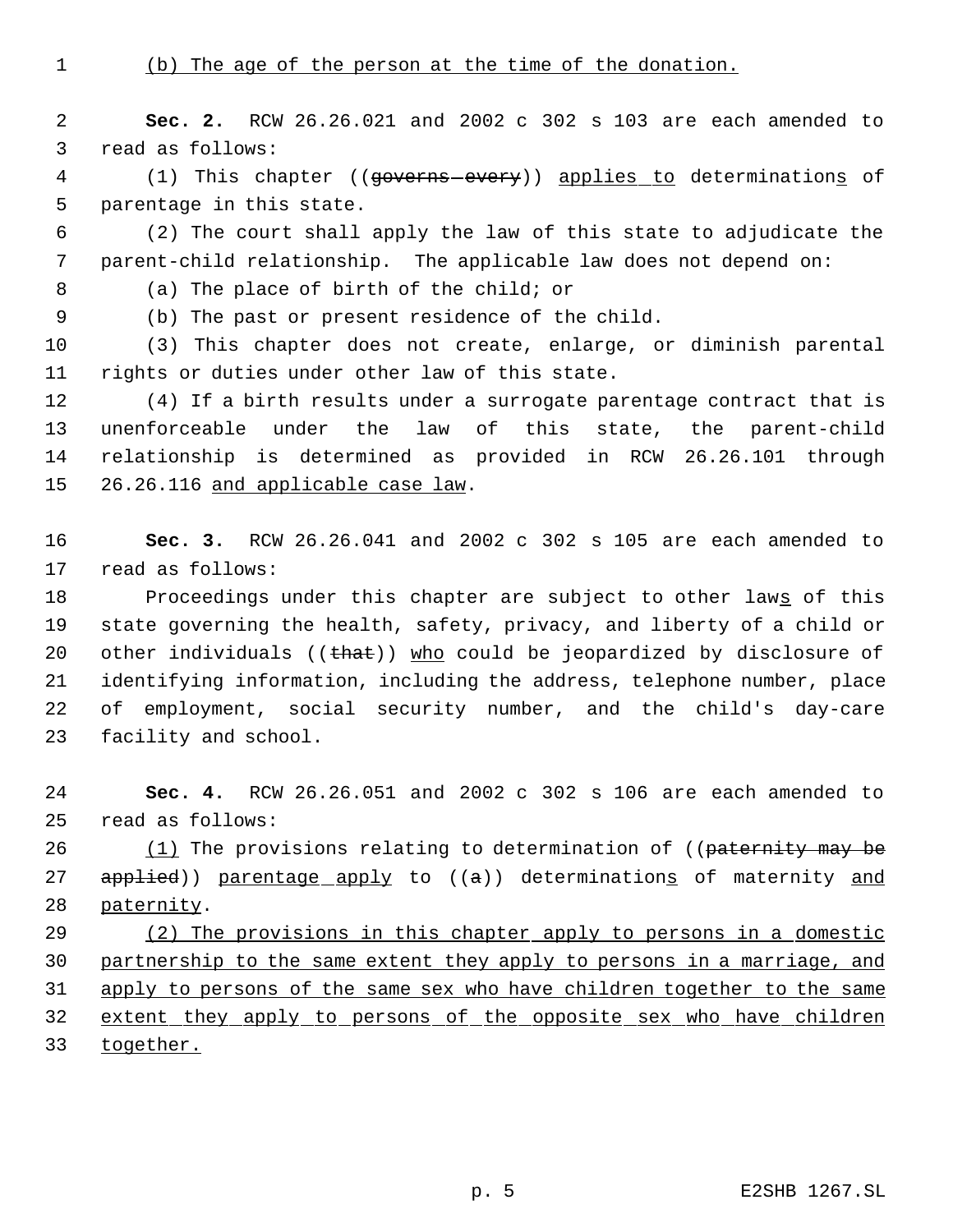(b) The age of the person at the time of the donation.

**Sec. 2.** RCW 26.26.021 and 2002 c 302 s 103 are each amended to read as follows:

(1) This chapter ((governs every)) applies to determinations of parentage in this state.

(2) The court shall apply the law of this state to adjudicate the parent-child relationship. The applicable law does not depend on:

(a) The place of birth of the child; or

(b) The past or present residence of the child.

(3) This chapter does not create, enlarge, or diminish parental rights or duties under other law of this state.

(4) If a birth results under a surrogate parentage contract that is unenforceable under the law of this state, the parent-child relationship is determined as provided in RCW 26.26.101 through 26.26.116 and applicable case law.

**Sec. 3.** RCW 26.26.041 and 2002 c 302 s 105 are each amended to read as follows:

Proceedings under this chapter are subject to other laws of this state governing the health, safety, privacy, and liberty of a child or other individuals ((that)) who could be jeopardized by disclosure of identifying information, including the address, telephone number, place of employment, social security number, and the child's day-care facility and school.

**Sec. 4.** RCW 26.26.051 and 2002 c 302 s 106 are each amended to read as follows:

(1) The provisions relating to determination of ((paternity may be applied)) parentage apply to ((a)) determinations of maternity and paternity.

(2) The provisions in this chapter apply to persons in a domestic partnership to the same extent they apply to persons in a marriage, and apply to persons of the same sex who have children together to the same extent they apply to persons of the opposite sex who have children together.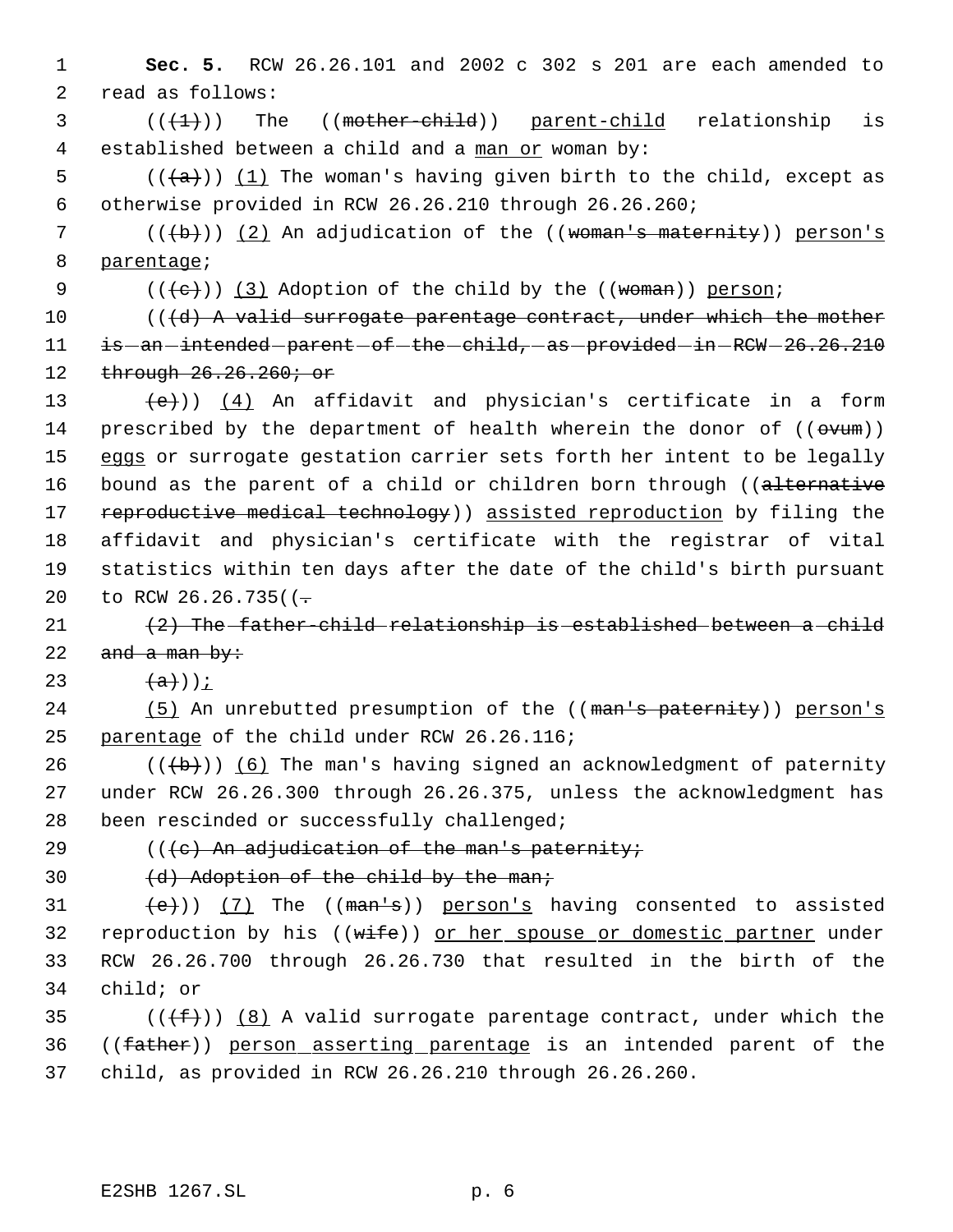**Sec. 5.** RCW 26.26.101 and 2002 c 302 s 201 are each amended to read as follows:

(((1))) The ((~~mother-child~~)) parent-child relationship is established between a child and a man or woman by:

(((a))) (1) The woman's having given birth to the child, except as otherwise provided in RCW 26.26.210 through 26.26.260;

(((b))) (2) An adjudication of the ((~~woman's maternity~~)) person's parentage;

(((c))) (3) Adoption of the child by the ((~~woman~~)) person;

(((~~(d) A valid surrogate parentage contract, under which the mother is an intended parent of the child, as provided in RCW 26.26.210 through 26.26.260; or~~

~~(e)~~)) (4) An affidavit and physician's certificate in a form prescribed by the department of health wherein the donor of ((~~ovum~~)) eggs or surrogate gestation carrier sets forth her intent to be legally bound as the parent of a child or children born through ((~~alternative reproductive medical technology~~)) assisted reproduction by filing the affidavit and physician's certificate with the registrar of vital statistics within ten days after the date of the child's birth pursuant to RCW 26.26.735((~~.~~

~~(2) The father-child relationship is established between a child and a man by:~~

~~(a)~~));

(5) An unrebutted presumption of the ((~~man's paternity~~)) person's parentage of the child under RCW 26.26.116;

(((b))) (6) The man's having signed an acknowledgment of paternity under RCW 26.26.300 through 26.26.375, unless the acknowledgment has been rescinded or successfully challenged;

(((~~(c) An adjudication of the man's paternity;~~

~~(d) Adoption of the child by the man;~~

~~(e)~~)) (7) The ((~~man's~~)) person's having consented to assisted reproduction by his ((~~wife~~)) or her spouse or domestic partner under RCW 26.26.700 through 26.26.730 that resulted in the birth of the child; or

(((f))) (8) A valid surrogate parentage contract, under which the ((~~father~~)) person asserting parentage is an intended parent of the child, as provided in RCW 26.26.210 through 26.26.260.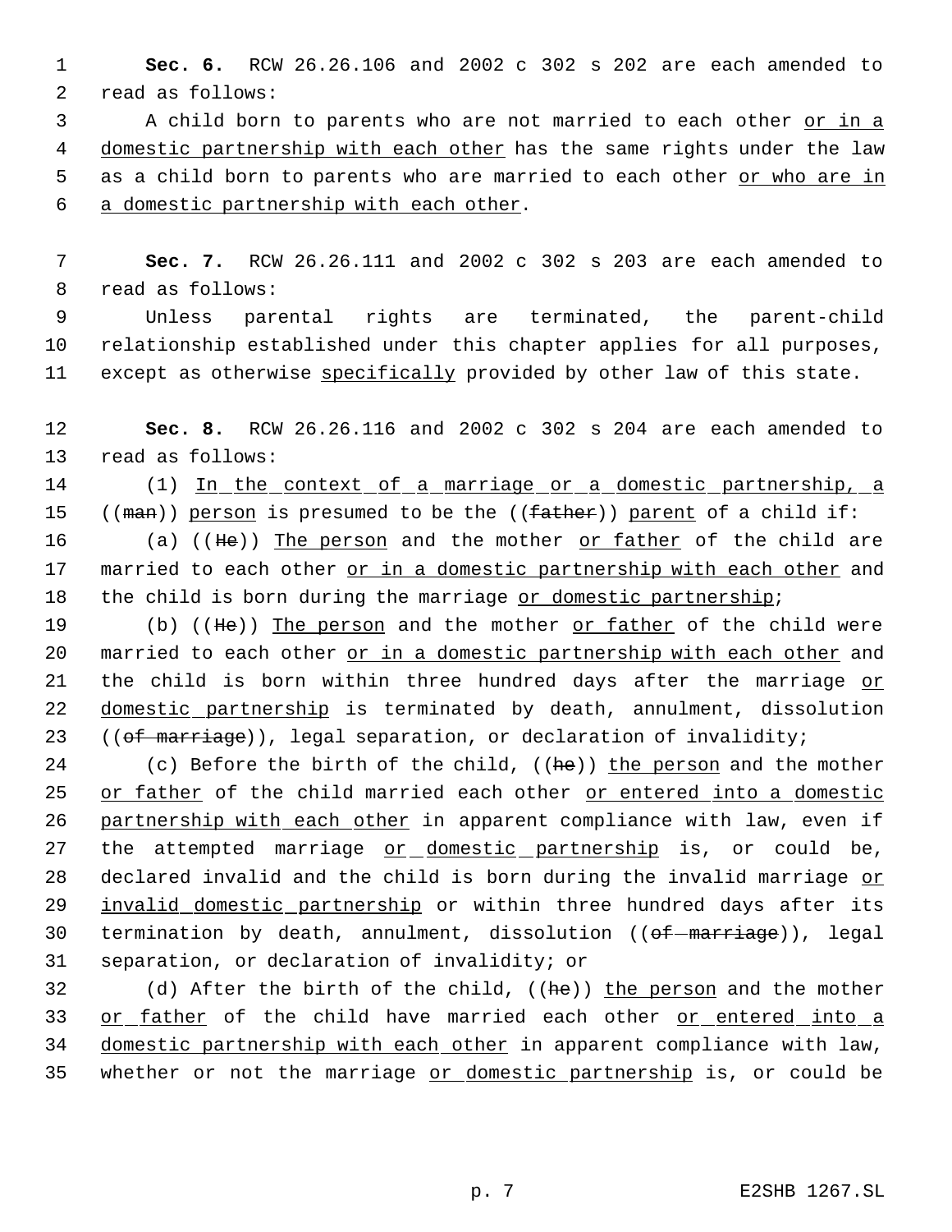**Sec. 6.** RCW 26.26.106 and 2002 c 302 s 202 are each amended to read as follows:

A child born to parents who are not married to each other or in a domestic partnership with each other has the same rights under the law as a child born to parents who are married to each other or who are in a domestic partnership with each other.

**Sec. 7.** RCW 26.26.111 and 2002 c 302 s 203 are each amended to read as follows:

Unless parental rights are terminated, the parent-child relationship established under this chapter applies for all purposes, except as otherwise specifically provided by other law of this state.

**Sec. 8.** RCW 26.26.116 and 2002 c 302 s 204 are each amended to read as follows:

(1) In the context of a marriage or a domestic partnership, a ((~~man~~)) person is presumed to be the ((~~father~~)) parent of a child if:

(a) ((~~He~~)) The person and the mother or father of the child are married to each other or in a domestic partnership with each other and the child is born during the marriage or domestic partnership;

(b) ((~~He~~)) The person and the mother or father of the child were married to each other or in a domestic partnership with each other and the child is born within three hundred days after the marriage or domestic partnership is terminated by death, annulment, dissolution ((~~of marriage~~)), legal separation, or declaration of invalidity;

(c) Before the birth of the child, ((~~he~~)) the person and the mother or father of the child married each other or entered into a domestic partnership with each other in apparent compliance with law, even if the attempted marriage or domestic partnership is, or could be, declared invalid and the child is born during the invalid marriage or invalid domestic partnership or within three hundred days after its termination by death, annulment, dissolution ((~~of marriage~~)), legal separation, or declaration of invalidity; or

(d) After the birth of the child, ((~~he~~)) the person and the mother or father of the child have married each other or entered into a domestic partnership with each other in apparent compliance with law, whether or not the marriage or domestic partnership is, or could be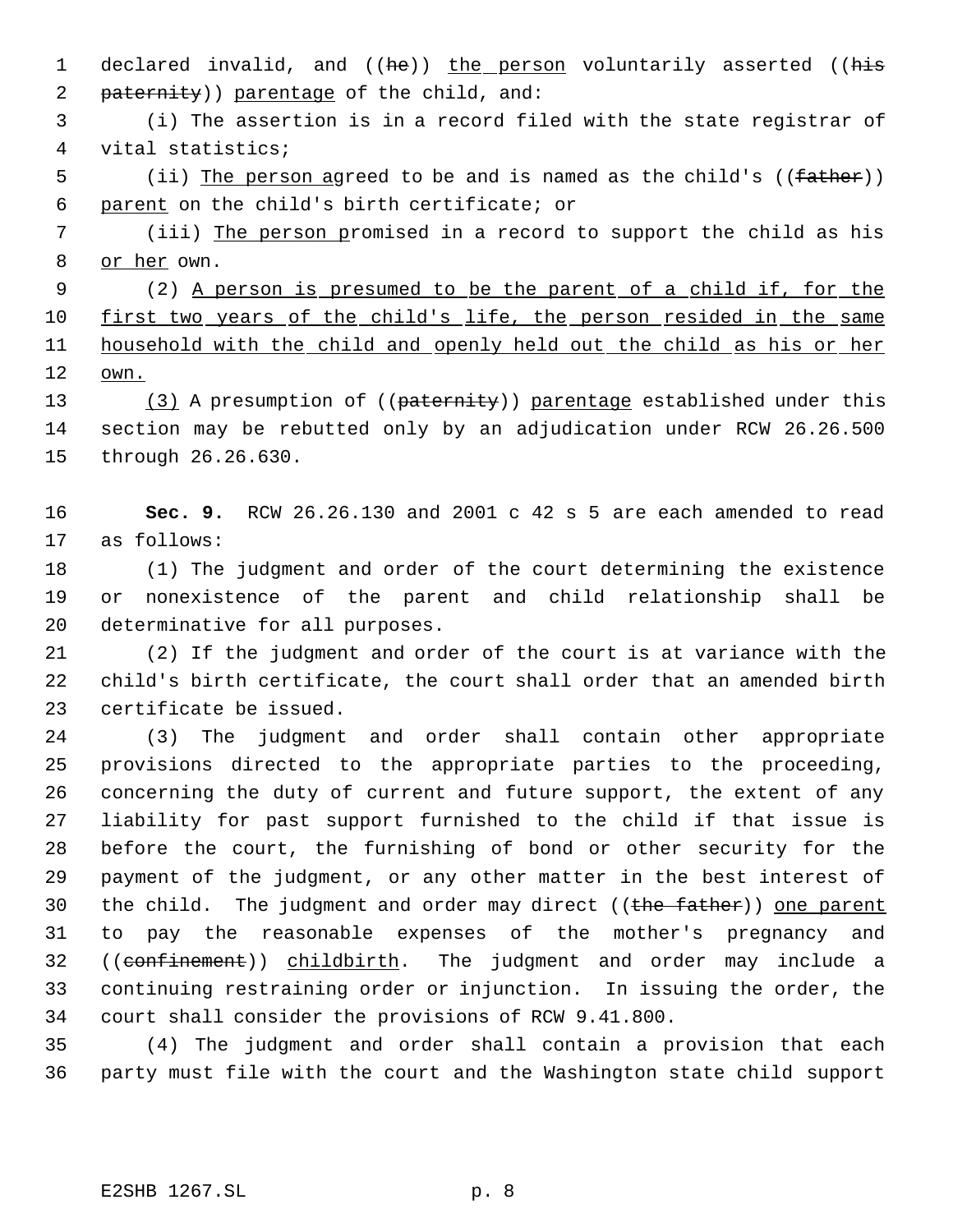declared invalid, and ((~~he~~)) the person voluntarily asserted ((~~his paternity~~)) parentage of the child, and:

(i) The assertion is in a record filed with the state registrar of vital statistics;

(ii) The person agreed to be and is named as the child's ((~~father~~)) parent on the child's birth certificate; or

(iii) The person promised in a record to support the child as his or her own.

(2) A person is presumed to be the parent of a child if, for the first two years of the child's life, the person resided in the same household with the child and openly held out the child as his or her own.

(3) A presumption of ((~~paternity~~)) parentage established under this section may be rebutted only by an adjudication under RCW 26.26.500 through 26.26.630.

**Sec. 9.** RCW 26.26.130 and 2001 c 42 s 5 are each amended to read as follows:

(1) The judgment and order of the court determining the existence or nonexistence of the parent and child relationship shall be determinative for all purposes.

(2) If the judgment and order of the court is at variance with the child's birth certificate, the court shall order that an amended birth certificate be issued.

(3) The judgment and order shall contain other appropriate provisions directed to the appropriate parties to the proceeding, concerning the duty of current and future support, the extent of any liability for past support furnished to the child if that issue is before the court, the furnishing of bond or other security for the payment of the judgment, or any other matter in the best interest of the child. The judgment and order may direct ((~~the father~~)) one parent to pay the reasonable expenses of the mother's pregnancy and ((~~confinement~~)) childbirth. The judgment and order may include a continuing restraining order or injunction. In issuing the order, the court shall consider the provisions of RCW 9.41.800.

(4) The judgment and order shall contain a provision that each party must file with the court and the Washington state child support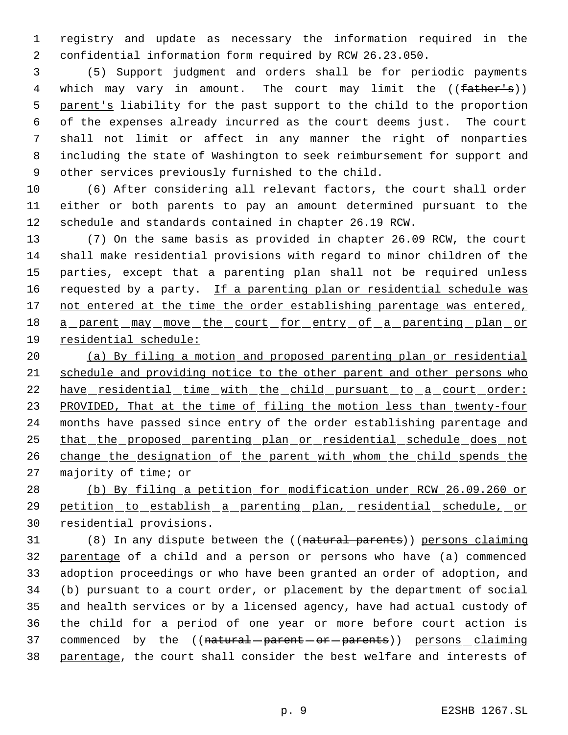registry and update as necessary the information required in the confidential information form required by RCW 26.23.050.

(5) Support judgment and orders shall be for periodic payments which may vary in amount. The court may limit the ((~~father's~~)) parent's liability for the past support to the child to the proportion of the expenses already incurred as the court deems just. The court shall not limit or affect in any manner the right of nonparties including the state of Washington to seek reimbursement for support and other services previously furnished to the child.

(6) After considering all relevant factors, the court shall order either or both parents to pay an amount determined pursuant to the schedule and standards contained in chapter 26.19 RCW.

(7) On the same basis as provided in chapter 26.09 RCW, the court shall make residential provisions with regard to minor children of the parties, except that a parenting plan shall not be required unless requested by a party. If a parenting plan or residential schedule was not entered at the time the order establishing parentage was entered, a parent may move the court for entry of a parenting plan or residential schedule:

(a) By filing a motion and proposed parenting plan or residential schedule and providing notice to the other parent and other persons who have residential time with the child pursuant to a court order: PROVIDED, That at the time of filing the motion less than twenty-four months have passed since entry of the order establishing parentage and that the proposed parenting plan or residential schedule does not change the designation of the parent with whom the child spends the majority of time; or

(b) By filing a petition for modification under RCW 26.09.260 or petition to establish a parenting plan, residential schedule, or residential provisions.

(8) In any dispute between the ((~~natural parents~~)) persons claiming parentage of a child and a person or persons who have (a) commenced adoption proceedings or who have been granted an order of adoption, and (b) pursuant to a court order, or placement by the department of social and health services or by a licensed agency, have had actual custody of the child for a period of one year or more before court action is commenced by the ((~~natural parent or parents~~)) persons claiming parentage, the court shall consider the best welfare and interests of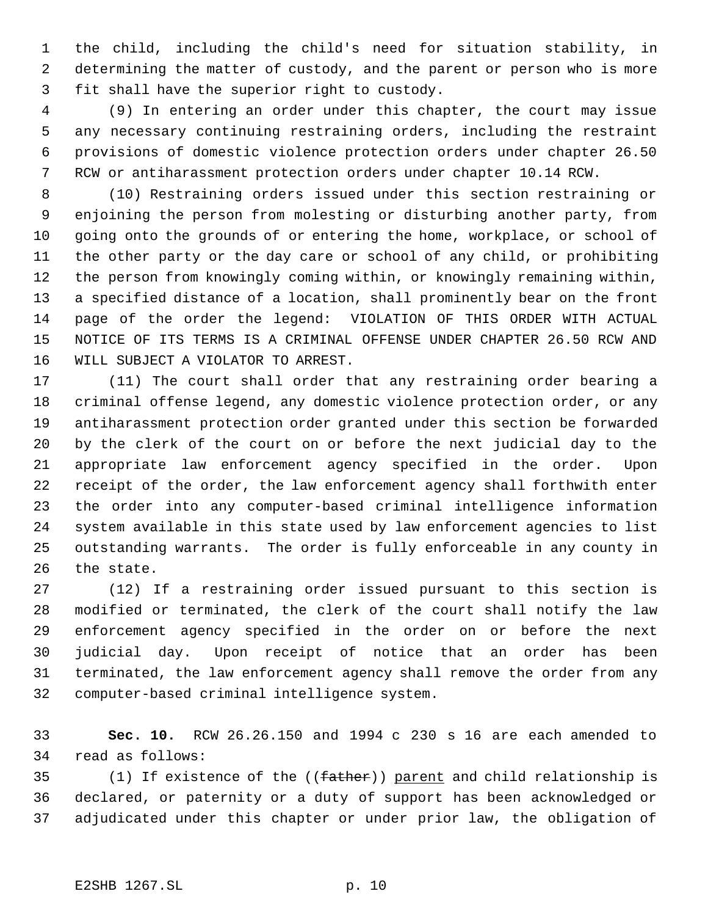the child, including the child's need for situation stability, in determining the matter of custody, and the parent or person who is more fit shall have the superior right to custody.

(9) In entering an order under this chapter, the court may issue any necessary continuing restraining orders, including the restraint provisions of domestic violence protection orders under chapter 26.50 RCW or antiharassment protection orders under chapter 10.14 RCW.

(10) Restraining orders issued under this section restraining or enjoining the person from molesting or disturbing another party, from going onto the grounds of or entering the home, workplace, or school of the other party or the day care or school of any child, or prohibiting the person from knowingly coming within, or knowingly remaining within, a specified distance of a location, shall prominently bear on the front page of the order the legend: VIOLATION OF THIS ORDER WITH ACTUAL NOTICE OF ITS TERMS IS A CRIMINAL OFFENSE UNDER CHAPTER 26.50 RCW AND WILL SUBJECT A VIOLATOR TO ARREST.

(11) The court shall order that any restraining order bearing a criminal offense legend, any domestic violence protection order, or any antiharassment protection order granted under this section be forwarded by the clerk of the court on or before the next judicial day to the appropriate law enforcement agency specified in the order. Upon receipt of the order, the law enforcement agency shall forthwith enter the order into any computer-based criminal intelligence information system available in this state used by law enforcement agencies to list outstanding warrants. The order is fully enforceable in any county in the state.

(12) If a restraining order issued pursuant to this section is modified or terminated, the clerk of the court shall notify the law enforcement agency specified in the order on or before the next judicial day. Upon receipt of notice that an order has been terminated, the law enforcement agency shall remove the order from any computer-based criminal intelligence system.

**Sec. 10.** RCW 26.26.150 and 1994 c 230 s 16 are each amended to read as follows:

(1) If existence of the ((~~father~~)) <u>parent</u> and child relationship is declared, or paternity or a duty of support has been acknowledged or adjudicated under this chapter or under prior law, the obligation of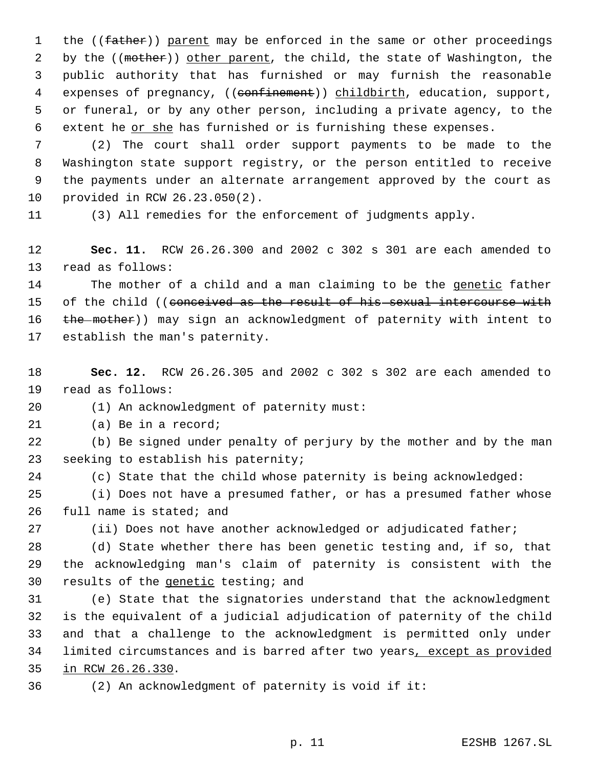the ((~~father~~)) parent may be enforced in the same or other proceedings by the ((~~mother~~)) other parent, the child, the state of Washington, the public authority that has furnished or may furnish the reasonable expenses of pregnancy, ((~~confinement~~)) childbirth, education, support, or funeral, or by any other person, including a private agency, to the extent he or she has furnished or is furnishing these expenses.

(2) The court shall order support payments to be made to the Washington state support registry, or the person entitled to receive the payments under an alternate arrangement approved by the court as provided in RCW 26.23.050(2).

(3) All remedies for the enforcement of judgments apply.

**Sec. 11.** RCW 26.26.300 and 2002 c 302 s 301 are each amended to read as follows:

The mother of a child and a man claiming to be the genetic father of the child ((~~conceived as the result of his sexual intercourse with the mother~~)) may sign an acknowledgment of paternity with intent to establish the man's paternity.

**Sec. 12.** RCW 26.26.305 and 2002 c 302 s 302 are each amended to read as follows:

(1) An acknowledgment of paternity must:

(a) Be in a record;

(b) Be signed under penalty of perjury by the mother and by the man seeking to establish his paternity;

(c) State that the child whose paternity is being acknowledged:

(i) Does not have a presumed father, or has a presumed father whose full name is stated; and

(ii) Does not have another acknowledged or adjudicated father;

(d) State whether there has been genetic testing and, if so, that the acknowledging man's claim of paternity is consistent with the results of the genetic testing; and

(e) State that the signatories understand that the acknowledgment is the equivalent of a judicial adjudication of paternity of the child and that a challenge to the acknowledgment is permitted only under limited circumstances and is barred after two years, except as provided in RCW 26.26.330.

(2) An acknowledgment of paternity is void if it: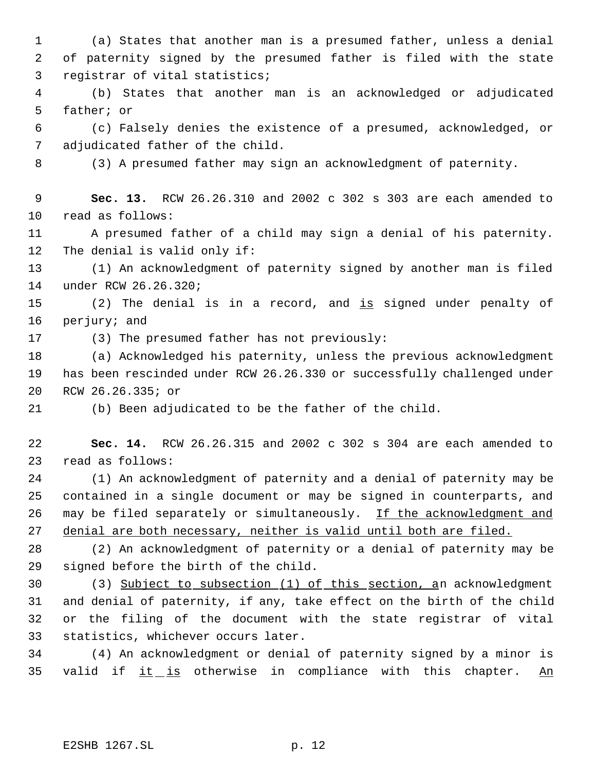(a) States that another man is a presumed father, unless a denial of paternity signed by the presumed father is filed with the state registrar of vital statistics;

(b) States that another man is an acknowledged or adjudicated father; or

(c) Falsely denies the existence of a presumed, acknowledged, or adjudicated father of the child.

(3) A presumed father may sign an acknowledgment of paternity.

**Sec. 13.** RCW 26.26.310 and 2002 c 302 s 303 are each amended to read as follows:

A presumed father of a child may sign a denial of his paternity. The denial is valid only if:

(1) An acknowledgment of paternity signed by another man is filed under RCW 26.26.320;

(2) The denial is in a record, and is signed under penalty of perjury; and

(3) The presumed father has not previously:

(a) Acknowledged his paternity, unless the previous acknowledgment has been rescinded under RCW 26.26.330 or successfully challenged under RCW 26.26.335; or

(b) Been adjudicated to be the father of the child.

**Sec. 14.** RCW 26.26.315 and 2002 c 302 s 304 are each amended to read as follows:

(1) An acknowledgment of paternity and a denial of paternity may be contained in a single document or may be signed in counterparts, and may be filed separately or simultaneously. If the acknowledgment and denial are both necessary, neither is valid until both are filed.

(2) An acknowledgment of paternity or a denial of paternity may be signed before the birth of the child.

(3) Subject to subsection (1) of this section, an acknowledgment and denial of paternity, if any, take effect on the birth of the child or the filing of the document with the state registrar of vital statistics, whichever occurs later.

(4) An acknowledgment or denial of paternity signed by a minor is valid if it is otherwise in compliance with this chapter. An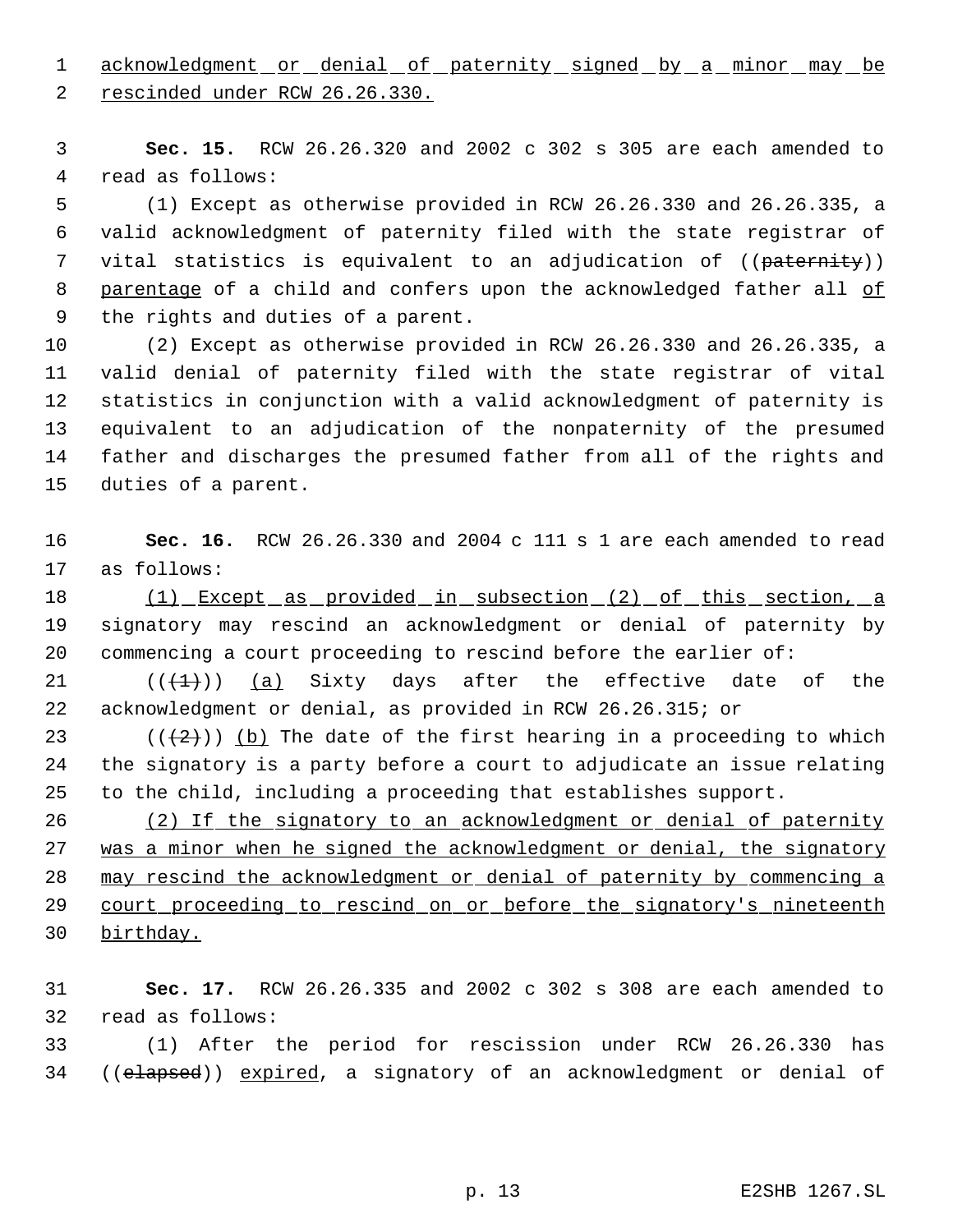acknowledgment or denial of paternity signed by a minor may be rescinded under RCW 26.26.330.

**Sec. 15.** RCW 26.26.320 and 2002 c 302 s 305 are each amended to read as follows:

(1) Except as otherwise provided in RCW 26.26.330 and 26.26.335, a valid acknowledgment of paternity filed with the state registrar of vital statistics is equivalent to an adjudication of ((~~paternity~~)) parentage of a child and confers upon the acknowledged father all of the rights and duties of a parent.

(2) Except as otherwise provided in RCW 26.26.330 and 26.26.335, a valid denial of paternity filed with the state registrar of vital statistics in conjunction with a valid acknowledgment of paternity is equivalent to an adjudication of the nonpaternity of the presumed father and discharges the presumed father from all of the rights and duties of a parent.

**Sec. 16.** RCW 26.26.330 and 2004 c 111 s 1 are each amended to read as follows:

(1) Except as provided in subsection (2) of this section, a signatory may rescind an acknowledgment or denial of paternity by commencing a court proceeding to rescind before the earlier of:

((~~(1)~~)) (a) Sixty days after the effective date of the acknowledgment or denial, as provided in RCW 26.26.315; or

((~~(2)~~)) (b) The date of the first hearing in a proceeding to which the signatory is a party before a court to adjudicate an issue relating to the child, including a proceeding that establishes support.

(2) If the signatory to an acknowledgment or denial of paternity was a minor when he signed the acknowledgment or denial, the signatory may rescind the acknowledgment or denial of paternity by commencing a court proceeding to rescind on or before the signatory's nineteenth birthday.

**Sec. 17.** RCW 26.26.335 and 2002 c 302 s 308 are each amended to read as follows:

(1) After the period for rescission under RCW 26.26.330 has ((~~elapsed~~)) expired, a signatory of an acknowledgment or denial of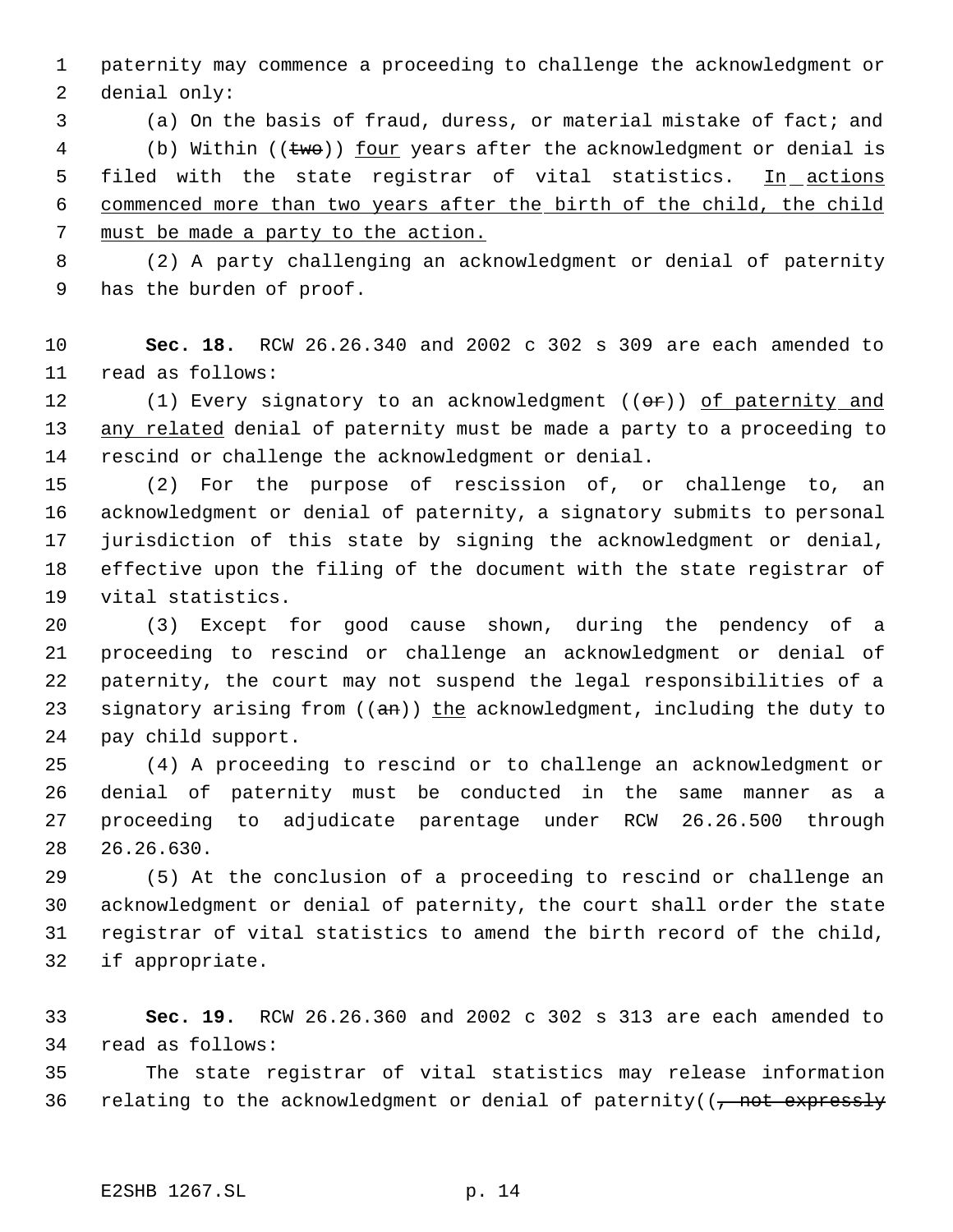paternity may commence a proceeding to challenge the acknowledgment or denial only:

(a) On the basis of fraud, duress, or material mistake of fact; and

(b) Within ((~~two~~)) four years after the acknowledgment or denial is filed with the state registrar of vital statistics. In actions commenced more than two years after the birth of the child, the child must be made a party to the action.

(2) A party challenging an acknowledgment or denial of paternity has the burden of proof.

**Sec. 18.** RCW 26.26.340 and 2002 c 302 s 309 are each amended to read as follows:

(1) Every signatory to an acknowledgment ((~~or~~)) of paternity and any related denial of paternity must be made a party to a proceeding to rescind or challenge the acknowledgment or denial.

(2) For the purpose of rescission of, or challenge to, an acknowledgment or denial of paternity, a signatory submits to personal jurisdiction of this state by signing the acknowledgment or denial, effective upon the filing of the document with the state registrar of vital statistics.

(3) Except for good cause shown, during the pendency of a proceeding to rescind or challenge an acknowledgment or denial of paternity, the court may not suspend the legal responsibilities of a signatory arising from ((~~an~~)) the acknowledgment, including the duty to pay child support.

(4) A proceeding to rescind or to challenge an acknowledgment or denial of paternity must be conducted in the same manner as a proceeding to adjudicate parentage under RCW 26.26.500 through 26.26.630.

(5) At the conclusion of a proceeding to rescind or challenge an acknowledgment or denial of paternity, the court shall order the state registrar of vital statistics to amend the birth record of the child, if appropriate.

**Sec. 19.** RCW 26.26.360 and 2002 c 302 s 313 are each amended to read as follows:

The state registrar of vital statistics may release information relating to the acknowledgment or denial of paternity((~~, not expressly~~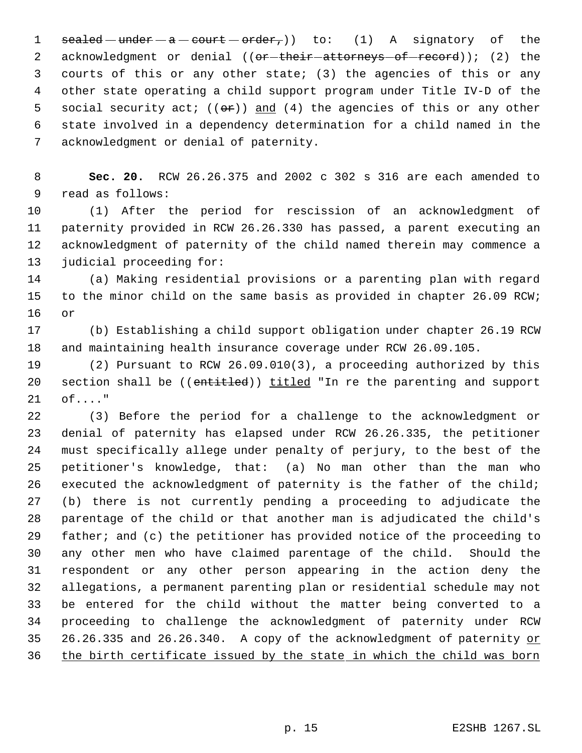~~sealed under a court order,~~)) to: (1) A signatory of the acknowledgment or denial ((~~or their attorneys of record~~)); (2) the courts of this or any other state; (3) the agencies of this or any other state operating a child support program under Title IV-D of the social security act; ((~~or~~)) and (4) the agencies of this or any other state involved in a dependency determination for a child named in the acknowledgment or denial of paternity.

**Sec. 20.** RCW 26.26.375 and 2002 c 302 s 316 are each amended to read as follows:

(1) After the period for rescission of an acknowledgment of paternity provided in RCW 26.26.330 has passed, a parent executing an acknowledgment of paternity of the child named therein may commence a judicial proceeding for:

(a) Making residential provisions or a parenting plan with regard to the minor child on the same basis as provided in chapter 26.09 RCW; or

(b) Establishing a child support obligation under chapter 26.19 RCW and maintaining health insurance coverage under RCW 26.09.105.

(2) Pursuant to RCW 26.09.010(3), a proceeding authorized by this section shall be ((~~entitled~~)) titled "In re the parenting and support of...."

(3) Before the period for a challenge to the acknowledgment or denial of paternity has elapsed under RCW 26.26.335, the petitioner must specifically allege under penalty of perjury, to the best of the petitioner's knowledge, that: (a) No man other than the man who executed the acknowledgment of paternity is the father of the child; (b) there is not currently pending a proceeding to adjudicate the parentage of the child or that another man is adjudicated the child's father; and (c) the petitioner has provided notice of the proceeding to any other men who have claimed parentage of the child. Should the respondent or any other person appearing in the action deny the allegations, a permanent parenting plan or residential schedule may not be entered for the child without the matter being converted to a proceeding to challenge the acknowledgment of paternity under RCW 26.26.335 and 26.26.340. A copy of the acknowledgment of paternity or the birth certificate issued by the state in which the child was born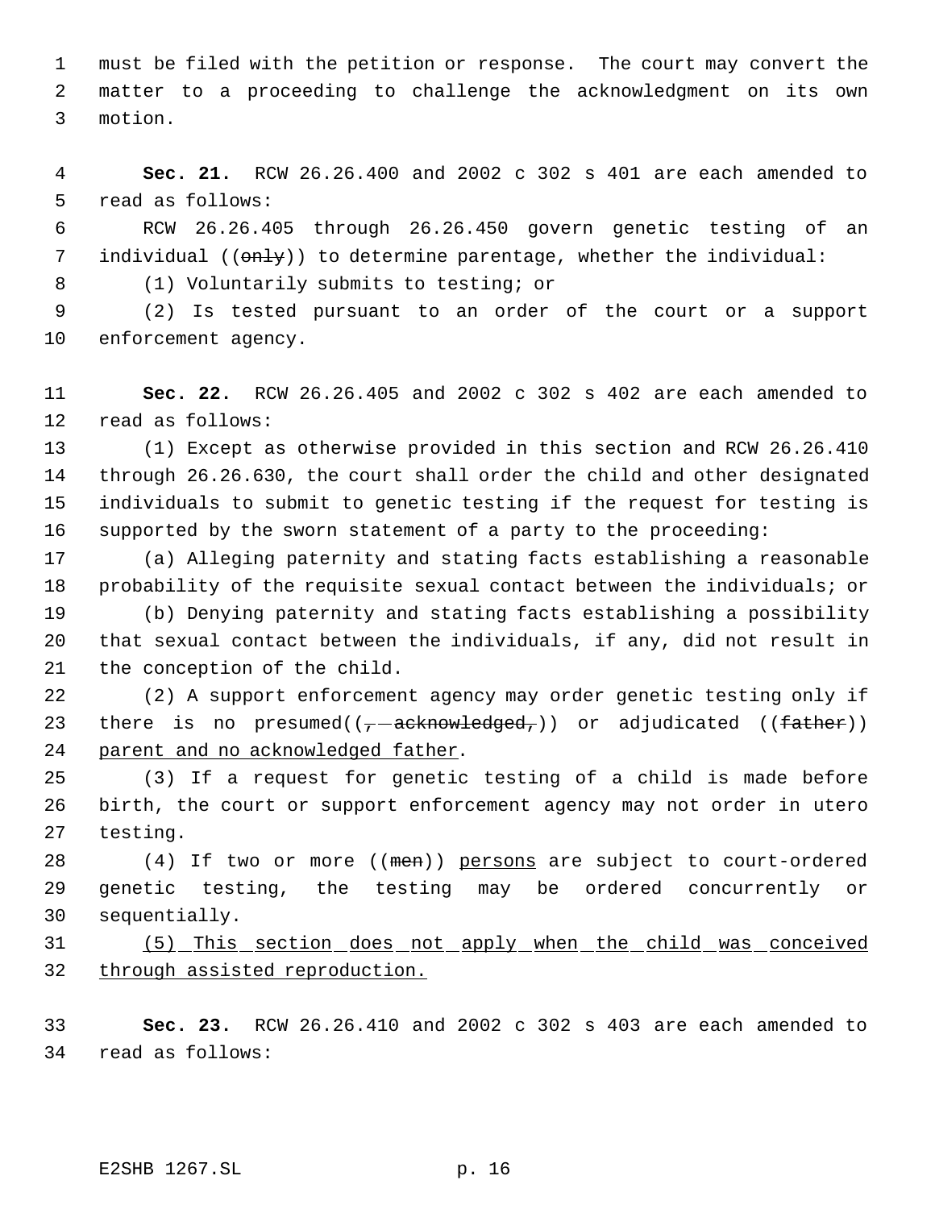must be filed with the petition or response. The court may convert the matter to a proceeding to challenge the acknowledgment on its own motion.

**Sec. 21.** RCW 26.26.400 and 2002 c 302 s 401 are each amended to read as follows:

RCW 26.26.405 through 26.26.450 govern genetic testing of an individual ((~~only~~)) to determine parentage, whether the individual:

(1) Voluntarily submits to testing; or

(2) Is tested pursuant to an order of the court or a support enforcement agency.

**Sec. 22.** RCW 26.26.405 and 2002 c 302 s 402 are each amended to read as follows:

(1) Except as otherwise provided in this section and RCW 26.26.410 through 26.26.630, the court shall order the child and other designated individuals to submit to genetic testing if the request for testing is supported by the sworn statement of a party to the proceeding:

(a) Alleging paternity and stating facts establishing a reasonable probability of the requisite sexual contact between the individuals; or

(b) Denying paternity and stating facts establishing a possibility that sexual contact between the individuals, if any, did not result in the conception of the child.

(2) A support enforcement agency may order genetic testing only if there is no presumed((~~, acknowledged,~~)) or adjudicated ((~~father~~)) <u>parent and no acknowledged father</u>.

(3) If a request for genetic testing of a child is made before birth, the court or support enforcement agency may not order in utero testing.

(4) If two or more ((~~men~~)) <u>persons</u> are subject to court-ordered genetic testing, the testing may be ordered concurrently or sequentially.

<u>(5) This section does not apply when the child was conceived through assisted reproduction.</u>

**Sec. 23.** RCW 26.26.410 and 2002 c 302 s 403 are each amended to read as follows: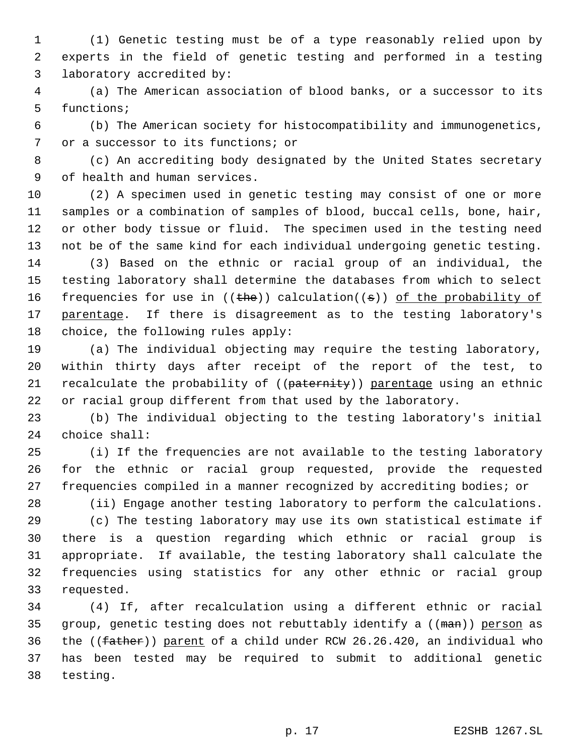(1) Genetic testing must be of a type reasonably relied upon by experts in the field of genetic testing and performed in a testing laboratory accredited by:

(a) The American association of blood banks, or a successor to its functions;

(b) The American society for histocompatibility and immunogenetics, or a successor to its functions; or

(c) An accrediting body designated by the United States secretary of health and human services.

(2) A specimen used in genetic testing may consist of one or more samples or a combination of samples of blood, buccal cells, bone, hair, or other body tissue or fluid. The specimen used in the testing need not be of the same kind for each individual undergoing genetic testing.

(3) Based on the ethnic or racial group of an individual, the testing laboratory shall determine the databases from which to select frequencies for use in ((~~the~~)) calculation((~~s~~)) <u>of the probability of parentage</u>. If there is disagreement as to the testing laboratory's choice, the following rules apply:

(a) The individual objecting may require the testing laboratory, within thirty days after receipt of the report of the test, to recalculate the probability of ((~~paternity~~)) <u>parentage</u> using an ethnic or racial group different from that used by the laboratory.

(b) The individual objecting to the testing laboratory's initial choice shall:

(i) If the frequencies are not available to the testing laboratory for the ethnic or racial group requested, provide the requested frequencies compiled in a manner recognized by accrediting bodies; or

(ii) Engage another testing laboratory to perform the calculations.

(c) The testing laboratory may use its own statistical estimate if there is a question regarding which ethnic or racial group is appropriate. If available, the testing laboratory shall calculate the frequencies using statistics for any other ethnic or racial group requested.

(4) If, after recalculation using a different ethnic or racial group, genetic testing does not rebuttably identify a ((~~man~~)) <u>person</u> as the ((~~father~~)) <u>parent</u> of a child under RCW 26.26.420, an individual who has been tested may be required to submit to additional genetic testing.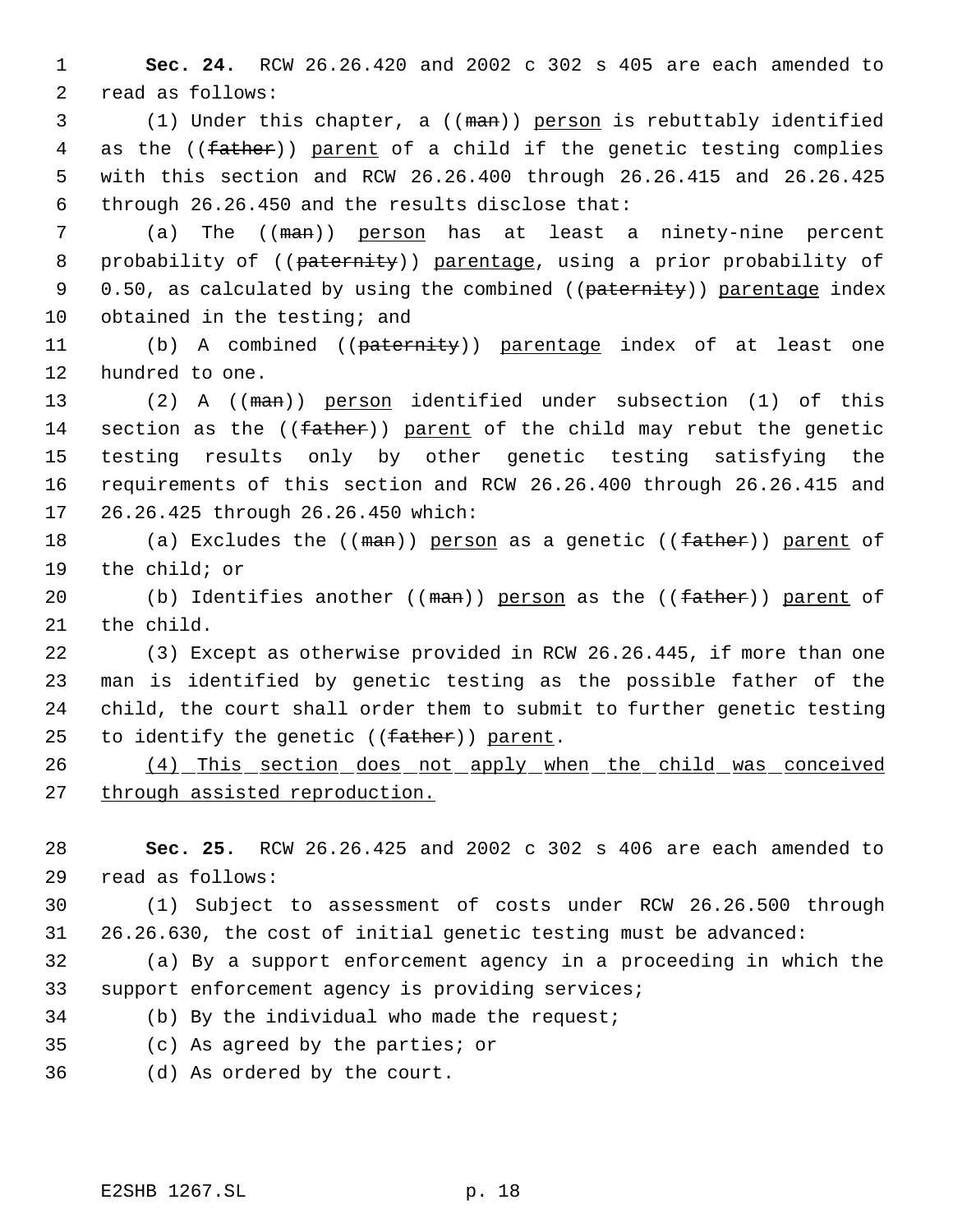**Sec. 24.** RCW 26.26.420 and 2002 c 302 s 405 are each amended to read as follows:

(1) Under this chapter, a ((~~man~~)) <u>person</u> is rebuttably identified as the ((~~father~~)) <u>parent</u> of a child if the genetic testing complies with this section and RCW 26.26.400 through 26.26.415 and 26.26.425 through 26.26.450 and the results disclose that:

(a) The ((~~man~~)) <u>person</u> has at least a ninety-nine percent probability of ((~~paternity~~)) <u>parentage</u>, using a prior probability of 0.50, as calculated by using the combined ((~~paternity~~)) <u>parentage</u> index obtained in the testing; and

(b) A combined ((~~paternity~~)) <u>parentage</u> index of at least one hundred to one.

(2) A ((~~man~~)) <u>person</u> identified under subsection (1) of this section as the ((~~father~~)) <u>parent</u> of the child may rebut the genetic testing results only by other genetic testing satisfying the requirements of this section and RCW 26.26.400 through 26.26.415 and 26.26.425 through 26.26.450 which:

(a) Excludes the ((~~man~~)) <u>person</u> as a genetic ((~~father~~)) <u>parent</u> of the child; or

(b) Identifies another ((~~man~~)) <u>person</u> as the ((~~father~~)) <u>parent</u> of the child.

(3) Except as otherwise provided in RCW 26.26.445, if more than one man is identified by genetic testing as the possible father of the child, the court shall order them to submit to further genetic testing to identify the genetic ((~~father~~)) <u>parent</u>.

<u>(4) This section does not apply when the child was conceived through assisted reproduction.</u>

**Sec. 25.** RCW 26.26.425 and 2002 c 302 s 406 are each amended to read as follows:

(1) Subject to assessment of costs under RCW 26.26.500 through 26.26.630, the cost of initial genetic testing must be advanced:

(a) By a support enforcement agency in a proceeding in which the support enforcement agency is providing services;

(b) By the individual who made the request;

(c) As agreed by the parties; or

(d) As ordered by the court.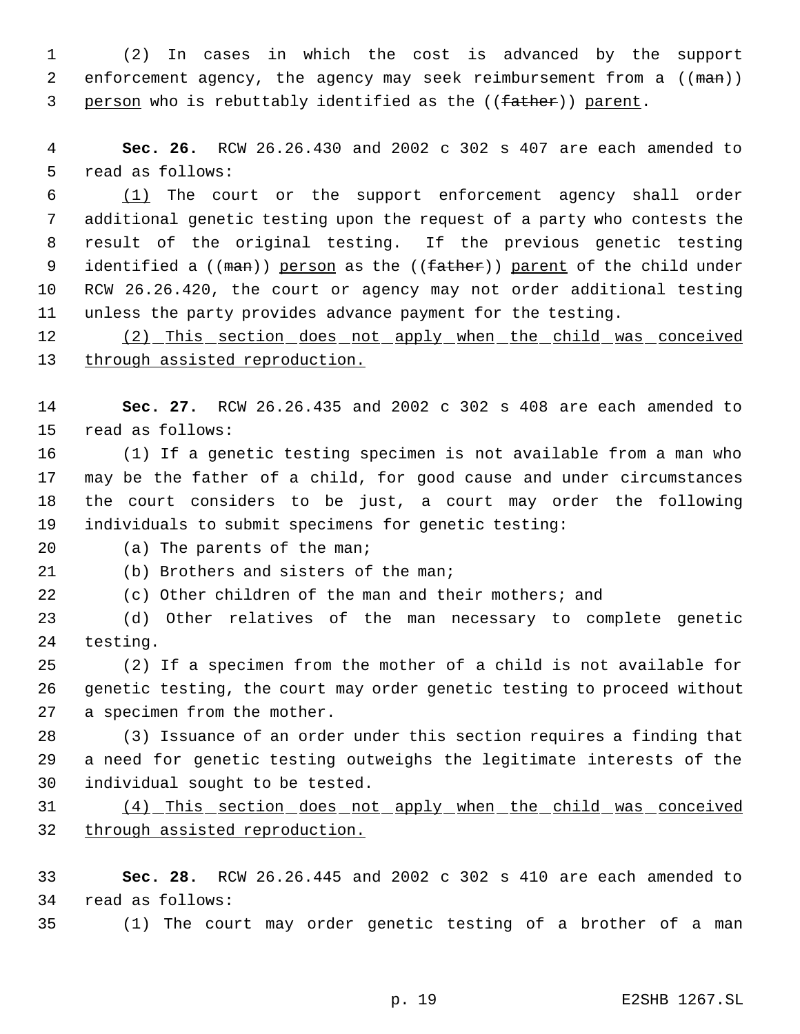(2) In cases in which the cost is advanced by the support enforcement agency, the agency may seek reimbursement from a ((~~man~~)) <u>person</u> who is rebuttably identified as the ((~~father~~)) <u>parent</u>.

**Sec. 26.** RCW 26.26.430 and 2002 c 302 s 407 are each amended to read as follows:

<u>(1)</u> The court or the support enforcement agency shall order additional genetic testing upon the request of a party who contests the result of the original testing. If the previous genetic testing identified a ((~~man~~)) <u>person</u> as the ((~~father~~)) <u>parent</u> of the child under RCW 26.26.420, the court or agency may not order additional testing unless the party provides advance payment for the testing.

<u>(2) This section does not apply when the child was conceived through assisted reproduction.</u>

**Sec. 27.** RCW 26.26.435 and 2002 c 302 s 408 are each amended to read as follows:

(1) If a genetic testing specimen is not available from a man who may be the father of a child, for good cause and under circumstances the court considers to be just, a court may order the following individuals to submit specimens for genetic testing:

(a) The parents of the man;

(b) Brothers and sisters of the man;

(c) Other children of the man and their mothers; and

(d) Other relatives of the man necessary to complete genetic testing.

(2) If a specimen from the mother of a child is not available for genetic testing, the court may order genetic testing to proceed without a specimen from the mother.

(3) Issuance of an order under this section requires a finding that a need for genetic testing outweighs the legitimate interests of the individual sought to be tested.

<u>(4) This section does not apply when the child was conceived through assisted reproduction.</u>

**Sec. 28.** RCW 26.26.445 and 2002 c 302 s 410 are each amended to read as follows:

(1) The court may order genetic testing of a brother of a man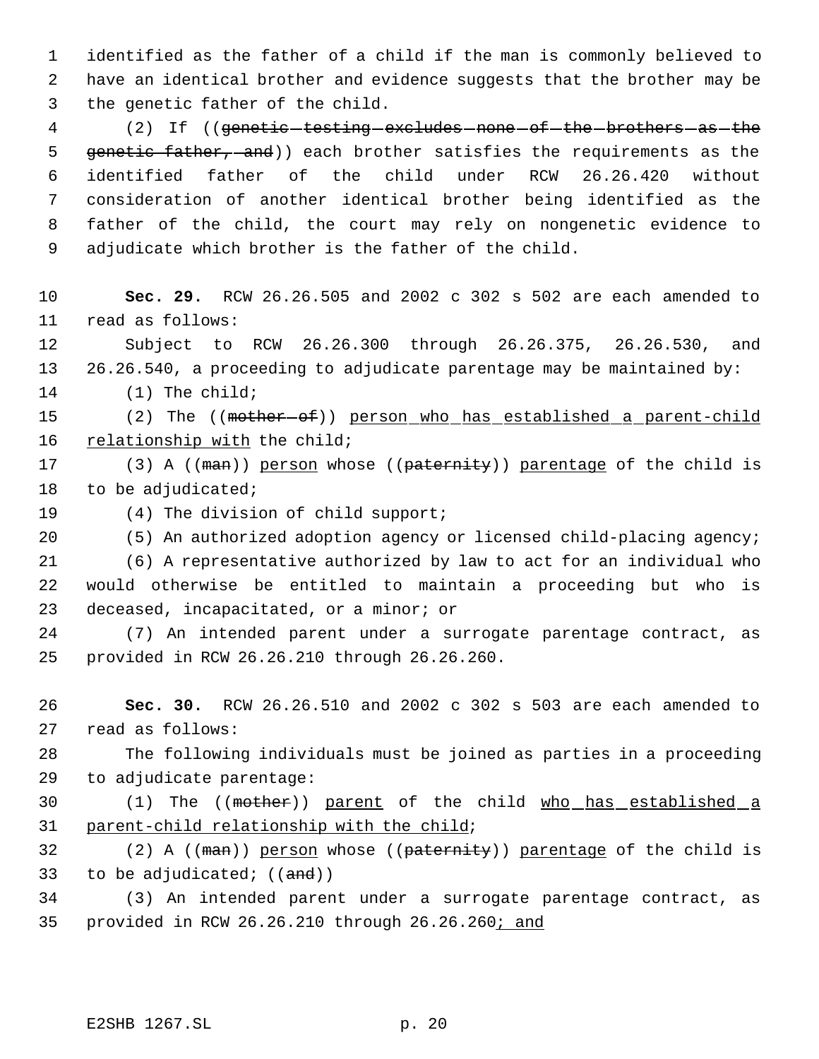identified as the father of a child if the man is commonly believed to have an identical brother and evidence suggests that the brother may be the genetic father of the child.

(2) If ((~~genetic testing excludes none of the brothers as the genetic father, and~~)) each brother satisfies the requirements as the identified father of the child under RCW 26.26.420 without consideration of another identical brother being identified as the father of the child, the court may rely on nongenetic evidence to adjudicate which brother is the father of the child.

**Sec. 29.** RCW 26.26.505 and 2002 c 302 s 502 are each amended to read as follows:

Subject to RCW 26.26.300 through 26.26.375, 26.26.530, and 26.26.540, a proceeding to adjudicate parentage may be maintained by:

(1) The child;

(2) The ((~~mother of~~)) <u>person who has established a parent-child relationship with</u> the child;

(3) A ((~~man~~)) <u>person</u> whose ((~~paternity~~)) <u>parentage</u> of the child is to be adjudicated;

(4) The division of child support;

(5) An authorized adoption agency or licensed child-placing agency;

(6) A representative authorized by law to act for an individual who would otherwise be entitled to maintain a proceeding but who is deceased, incapacitated, or a minor; or

(7) An intended parent under a surrogate parentage contract, as provided in RCW 26.26.210 through 26.26.260.

**Sec. 30.** RCW 26.26.510 and 2002 c 302 s 503 are each amended to read as follows:

The following individuals must be joined as parties in a proceeding to adjudicate parentage:

(1) The ((~~mother~~)) <u>parent</u> of the child <u>who has established a parent-child relationship with the child</u>;

(2) A ((~~man~~)) <u>person</u> whose ((~~paternity~~)) <u>parentage</u> of the child is to be adjudicated; ((~~and~~))

(3) An intended parent under a surrogate parentage contract, as provided in RCW 26.26.210 through 26.26.260<u>; and</u>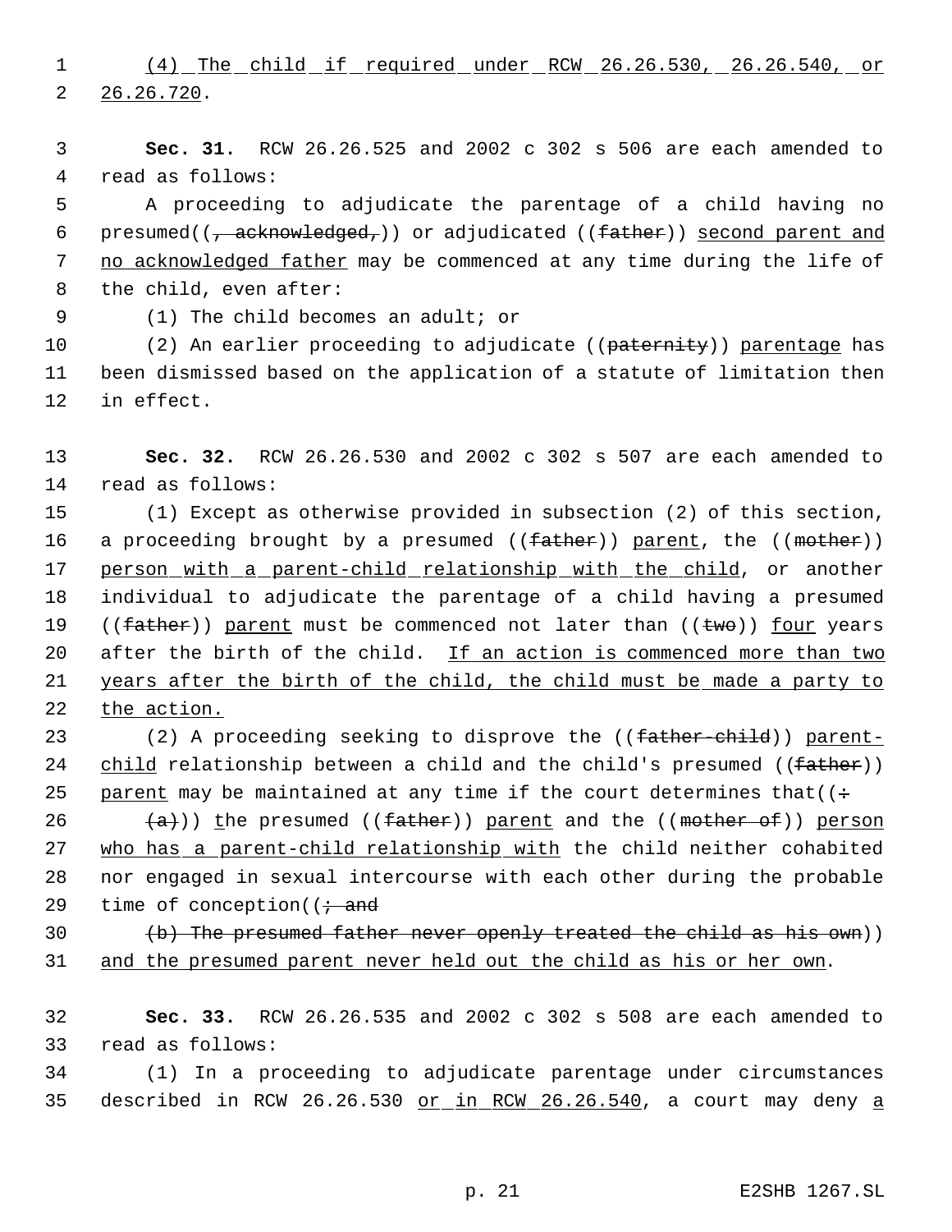(4) The child if required under RCW 26.26.530, 26.26.540, or 26.26.720.

**Sec. 31.** RCW 26.26.525 and 2002 c 302 s 506 are each amended to read as follows:

A proceeding to adjudicate the parentage of a child having no presumed((~~, acknowledged,~~)) or adjudicated ((~~father~~)) second parent and no acknowledged father may be commenced at any time during the life of the child, even after:

(1) The child becomes an adult; or

(2) An earlier proceeding to adjudicate ((~~paternity~~)) parentage has been dismissed based on the application of a statute of limitation then in effect.

**Sec. 32.** RCW 26.26.530 and 2002 c 302 s 507 are each amended to read as follows:

(1) Except as otherwise provided in subsection (2) of this section, a proceeding brought by a presumed ((~~father~~)) parent, the ((~~mother~~)) person with a parent-child relationship with the child, or another individual to adjudicate the parentage of a child having a presumed ((~~father~~)) parent must be commenced not later than ((~~two~~)) four years after the birth of the child. If an action is commenced more than two years after the birth of the child, the child must be made a party to the action.

(2) A proceeding seeking to disprove the ((~~father-child~~)) parent-child relationship between a child and the child's presumed ((~~father~~)) parent may be maintained at any time if the court determines that((~~:~~

~~(a)~~)) the presumed ((~~father~~)) parent and the ((~~mother of~~)) person who has a parent-child relationship with the child neither cohabited nor engaged in sexual intercourse with each other during the probable time of conception((~~; and~~

~~(b) The presumed father never openly treated the child as his own~~)) and the presumed parent never held out the child as his or her own.

**Sec. 33.** RCW 26.26.535 and 2002 c 302 s 508 are each amended to read as follows:

(1) In a proceeding to adjudicate parentage under circumstances described in RCW 26.26.530 or in RCW 26.26.540, a court may deny a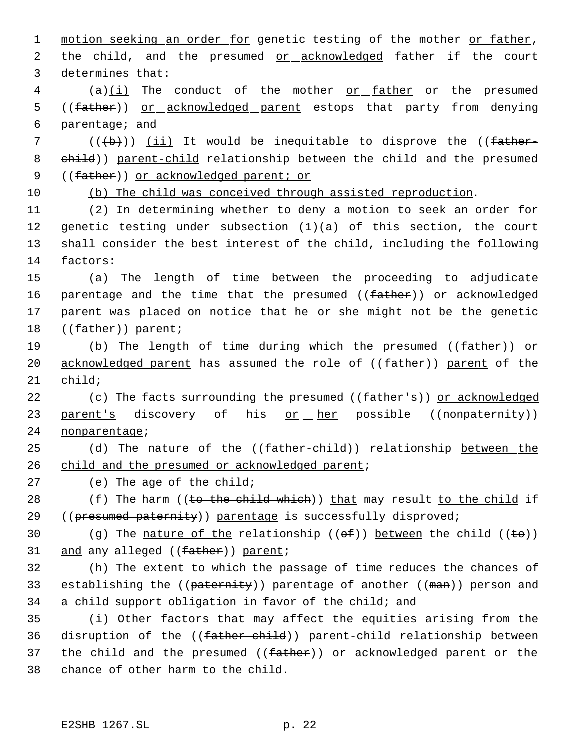motion seeking an order for genetic testing of the mother or father, the child, and the presumed or acknowledged father if the court determines that:

(a)(i) The conduct of the mother or father or the presumed ((~~father~~)) or acknowledged parent estops that party from denying parentage; and

((~~(b)~~)) (ii) It would be inequitable to disprove the ((~~father-child~~)) parent-child relationship between the child and the presumed ((~~father~~)) or acknowledged parent; or

(b) The child was conceived through assisted reproduction.

(2) In determining whether to deny a motion to seek an order for genetic testing under subsection (1)(a) of this section, the court shall consider the best interest of the child, including the following factors:

(a) The length of time between the proceeding to adjudicate parentage and the time that the presumed ((~~father~~)) or acknowledged parent was placed on notice that he or she might not be the genetic ((~~father~~)) parent;

(b) The length of time during which the presumed ((~~father~~)) or acknowledged parent has assumed the role of ((~~father~~)) parent of the child;

(c) The facts surrounding the presumed ((~~father's~~)) or acknowledged parent's discovery of his or her possible ((~~nonpaternity~~)) nonparentage;

(d) The nature of the ((~~father-child~~)) relationship between the child and the presumed or acknowledged parent;

(e) The age of the child;

(f) The harm ((~~to the child which~~)) that may result to the child if ((~~presumed paternity~~)) parentage is successfully disproved;

(g) The nature of the relationship ((~~of~~)) between the child ((~~to~~)) and any alleged ((~~father~~)) parent;

(h) The extent to which the passage of time reduces the chances of establishing the ((~~paternity~~)) parentage of another ((~~man~~)) person and a child support obligation in favor of the child; and

(i) Other factors that may affect the equities arising from the disruption of the ((~~father-child~~)) parent-child relationship between the child and the presumed ((~~father~~)) or acknowledged parent or the chance of other harm to the child.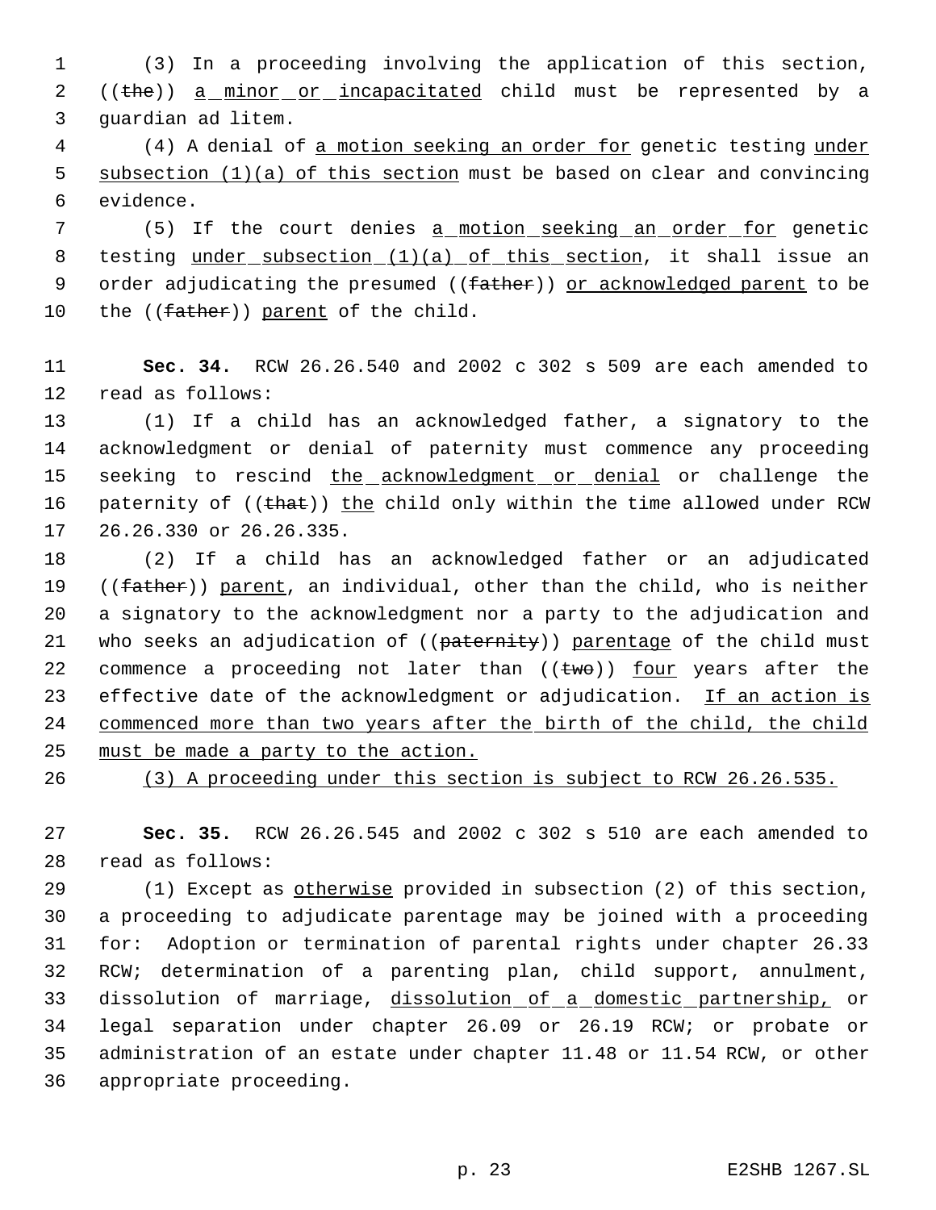(3) In a proceeding involving the application of this section, ((the)) a minor or incapacitated child must be represented by a guardian ad litem.

(4) A denial of a motion seeking an order for genetic testing under subsection (1)(a) of this section must be based on clear and convincing evidence.

(5) If the court denies a motion seeking an order for genetic testing under subsection (1)(a) of this section, it shall issue an order adjudicating the presumed ((father)) or acknowledged parent to be the ((father)) parent of the child.

**Sec. 34.** RCW 26.26.540 and 2002 c 302 s 509 are each amended to read as follows:

(1) If a child has an acknowledged father, a signatory to the acknowledgment or denial of paternity must commence any proceeding seeking to rescind the acknowledgment or denial or challenge the paternity of ((that)) the child only within the time allowed under RCW 26.26.330 or 26.26.335.

(2) If a child has an acknowledged father or an adjudicated ((father)) parent, an individual, other than the child, who is neither a signatory to the acknowledgment nor a party to the adjudication and who seeks an adjudication of ((paternity)) parentage of the child must commence a proceeding not later than ((two)) four years after the effective date of the acknowledgment or adjudication. If an action is commenced more than two years after the birth of the child, the child must be made a party to the action.

(3) A proceeding under this section is subject to RCW 26.26.535.

**Sec. 35.** RCW 26.26.545 and 2002 c 302 s 510 are each amended to read as follows:

(1) Except as otherwise provided in subsection (2) of this section, a proceeding to adjudicate parentage may be joined with a proceeding for: Adoption or termination of parental rights under chapter 26.33 RCW; determination of a parenting plan, child support, annulment, dissolution of marriage, dissolution of a domestic partnership, or legal separation under chapter 26.09 or 26.19 RCW; or probate or administration of an estate under chapter 11.48 or 11.54 RCW, or other appropriate proceeding.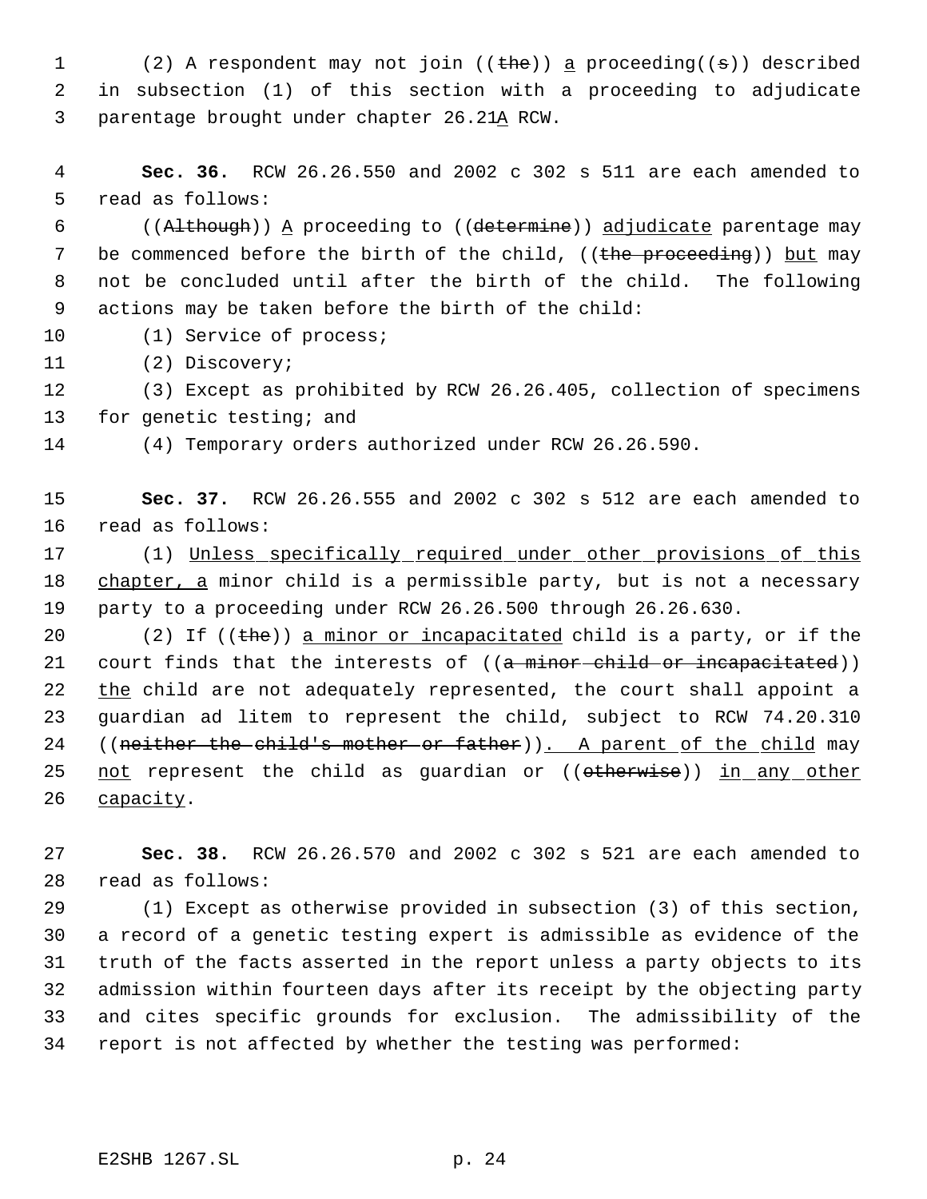(2) A respondent may not join ((the)) a proceeding((s)) described in subsection (1) of this section with a proceeding to adjudicate parentage brought under chapter 26.21A RCW.

**Sec. 36.** RCW 26.26.550 and 2002 c 302 s 511 are each amended to read as follows:

((Although)) A proceeding to ((determine)) adjudicate parentage may be commenced before the birth of the child, ((the proceeding)) but may not be concluded until after the birth of the child. The following actions may be taken before the birth of the child:

(1) Service of process;

(2) Discovery;

(3) Except as prohibited by RCW 26.26.405, collection of specimens for genetic testing; and

(4) Temporary orders authorized under RCW 26.26.590.

**Sec. 37.** RCW 26.26.555 and 2002 c 302 s 512 are each amended to read as follows:

(1) Unless specifically required under other provisions of this chapter, a minor child is a permissible party, but is not a necessary party to a proceeding under RCW 26.26.500 through 26.26.630.

(2) If ((the)) a minor or incapacitated child is a party, or if the court finds that the interests of ((a minor child or incapacitated)) the child are not adequately represented, the court shall appoint a guardian ad litem to represent the child, subject to RCW 74.20.310 ((neither the child's mother or father)). A parent of the child may not represent the child as guardian or ((otherwise)) in any other capacity.

**Sec. 38.** RCW 26.26.570 and 2002 c 302 s 521 are each amended to read as follows:

(1) Except as otherwise provided in subsection (3) of this section, a record of a genetic testing expert is admissible as evidence of the truth of the facts asserted in the report unless a party objects to its admission within fourteen days after its receipt by the objecting party and cites specific grounds for exclusion. The admissibility of the report is not affected by whether the testing was performed: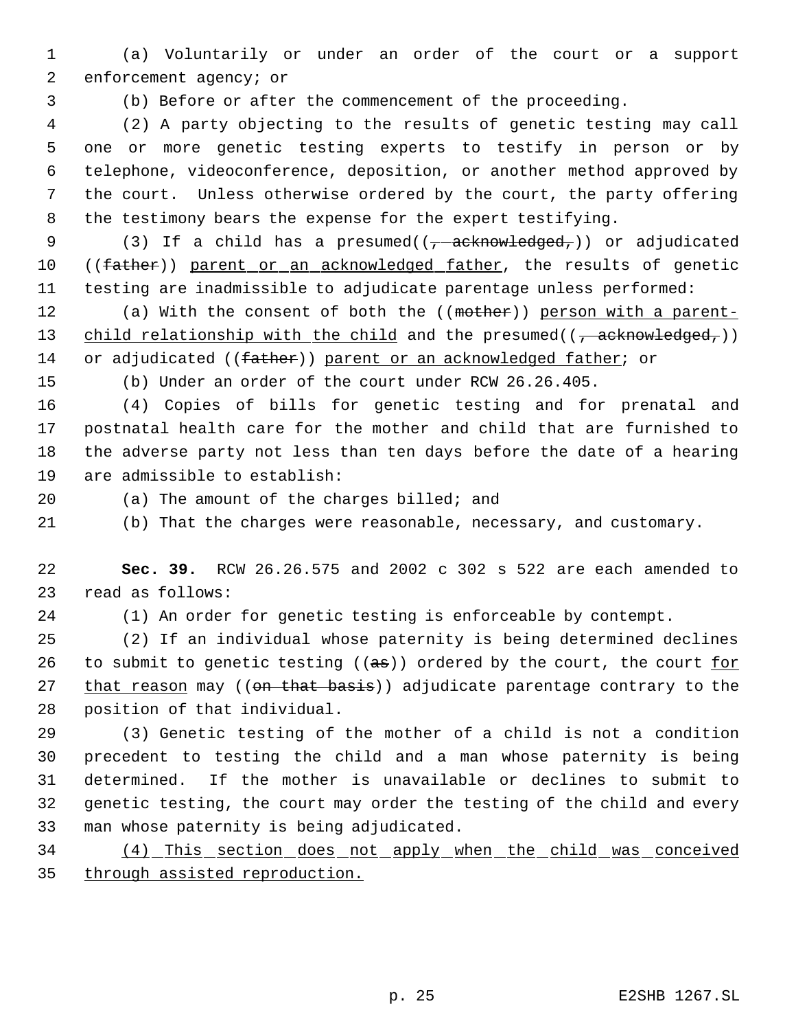(a) Voluntarily or under an order of the court or a support enforcement agency; or

(b) Before or after the commencement of the proceeding.

(2) A party objecting to the results of genetic testing may call one or more genetic testing experts to testify in person or by telephone, videoconference, deposition, or another method approved by the court. Unless otherwise ordered by the court, the party offering the testimony bears the expense for the expert testifying.

(3) If a child has a presumed((~~, acknowledged,~~)) or adjudicated ((~~father~~)) <u>parent or an acknowledged father</u>, the results of genetic testing are inadmissible to adjudicate parentage unless performed:

(a) With the consent of both the ((~~mother~~)) <u>person with a parent-child relationship with the child</u> and the presumed((~~, acknowledged,~~)) or adjudicated ((~~father~~)) <u>parent or an acknowledged father</u>; or

(b) Under an order of the court under RCW 26.26.405.

(4) Copies of bills for genetic testing and for prenatal and postnatal health care for the mother and child that are furnished to the adverse party not less than ten days before the date of a hearing are admissible to establish:

(a) The amount of the charges billed; and

(b) That the charges were reasonable, necessary, and customary.

**Sec. 39.** RCW 26.26.575 and 2002 c 302 s 522 are each amended to read as follows:

(1) An order for genetic testing is enforceable by contempt.

(2) If an individual whose paternity is being determined declines to submit to genetic testing ((~~as~~)) ordered by the court, the court <u>for that reason</u> may ((~~on that basis~~)) adjudicate parentage contrary to the position of that individual.

(3) Genetic testing of the mother of a child is not a condition precedent to testing the child and a man whose paternity is being determined. If the mother is unavailable or declines to submit to genetic testing, the court may order the testing of the child and every man whose paternity is being adjudicated.

<u>(4) This section does not apply when the child was conceived through assisted reproduction.</u>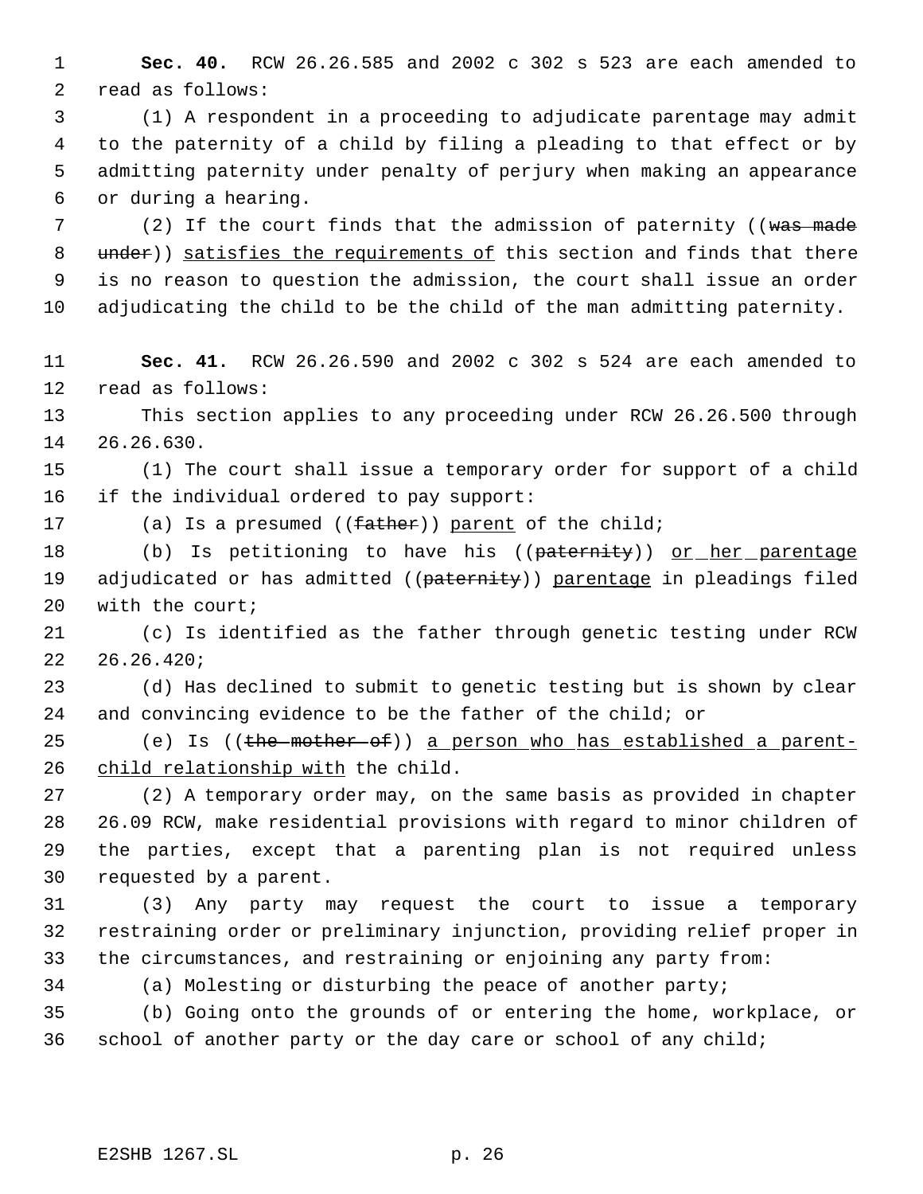**Sec. 40.** RCW 26.26.585 and 2002 c 302 s 523 are each amended to read as follows:

(1) A respondent in a proceeding to adjudicate parentage may admit to the paternity of a child by filing a pleading to that effect or by admitting paternity under penalty of perjury when making an appearance or during a hearing.

(2) If the court finds that the admission of paternity ((~~was made under~~)) satisfies the requirements of this section and finds that there is no reason to question the admission, the court shall issue an order adjudicating the child to be the child of the man admitting paternity.

**Sec. 41.** RCW 26.26.590 and 2002 c 302 s 524 are each amended to read as follows:

This section applies to any proceeding under RCW 26.26.500 through 26.26.630.

(1) The court shall issue a temporary order for support of a child if the individual ordered to pay support:

(a) Is a presumed ((~~father~~)) parent of the child;

(b) Is petitioning to have his ((~~paternity~~)) or her parentage adjudicated or has admitted ((~~paternity~~)) parentage in pleadings filed with the court;

(c) Is identified as the father through genetic testing under RCW 26.26.420;

(d) Has declined to submit to genetic testing but is shown by clear and convincing evidence to be the father of the child; or

(e) Is ((~~the mother of~~)) a person who has established a parent-child relationship with the child.

(2) A temporary order may, on the same basis as provided in chapter 26.09 RCW, make residential provisions with regard to minor children of the parties, except that a parenting plan is not required unless requested by a parent.

(3) Any party may request the court to issue a temporary restraining order or preliminary injunction, providing relief proper in the circumstances, and restraining or enjoining any party from:

(a) Molesting or disturbing the peace of another party;

(b) Going onto the grounds of or entering the home, workplace, or school of another party or the day care or school of any child;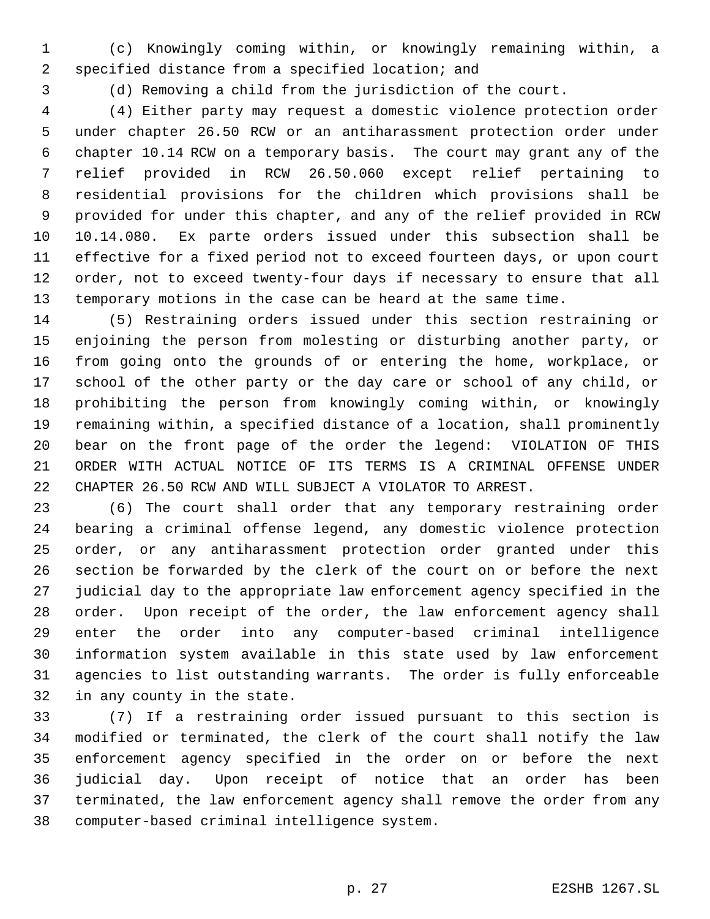(c) Knowingly coming within, or knowingly remaining within, a specified distance from a specified location; and

(d) Removing a child from the jurisdiction of the court.

(4) Either party may request a domestic violence protection order under chapter 26.50 RCW or an antiharassment protection order under chapter 10.14 RCW on a temporary basis. The court may grant any of the relief provided in RCW 26.50.060 except relief pertaining to residential provisions for the children which provisions shall be provided for under this chapter, and any of the relief provided in RCW 10.14.080. Ex parte orders issued under this subsection shall be effective for a fixed period not to exceed fourteen days, or upon court order, not to exceed twenty-four days if necessary to ensure that all temporary motions in the case can be heard at the same time.

(5) Restraining orders issued under this section restraining or enjoining the person from molesting or disturbing another party, or from going onto the grounds of or entering the home, workplace, or school of the other party or the day care or school of any child, or prohibiting the person from knowingly coming within, or knowingly remaining within, a specified distance of a location, shall prominently bear on the front page of the order the legend: VIOLATION OF THIS ORDER WITH ACTUAL NOTICE OF ITS TERMS IS A CRIMINAL OFFENSE UNDER CHAPTER 26.50 RCW AND WILL SUBJECT A VIOLATOR TO ARREST.

(6) The court shall order that any temporary restraining order bearing a criminal offense legend, any domestic violence protection order, or any antiharassment protection order granted under this section be forwarded by the clerk of the court on or before the next judicial day to the appropriate law enforcement agency specified in the order. Upon receipt of the order, the law enforcement agency shall enter the order into any computer-based criminal intelligence information system available in this state used by law enforcement agencies to list outstanding warrants. The order is fully enforceable in any county in the state.

(7) If a restraining order issued pursuant to this section is modified or terminated, the clerk of the court shall notify the law enforcement agency specified in the order on or before the next judicial day. Upon receipt of notice that an order has been terminated, the law enforcement agency shall remove the order from any computer-based criminal intelligence system.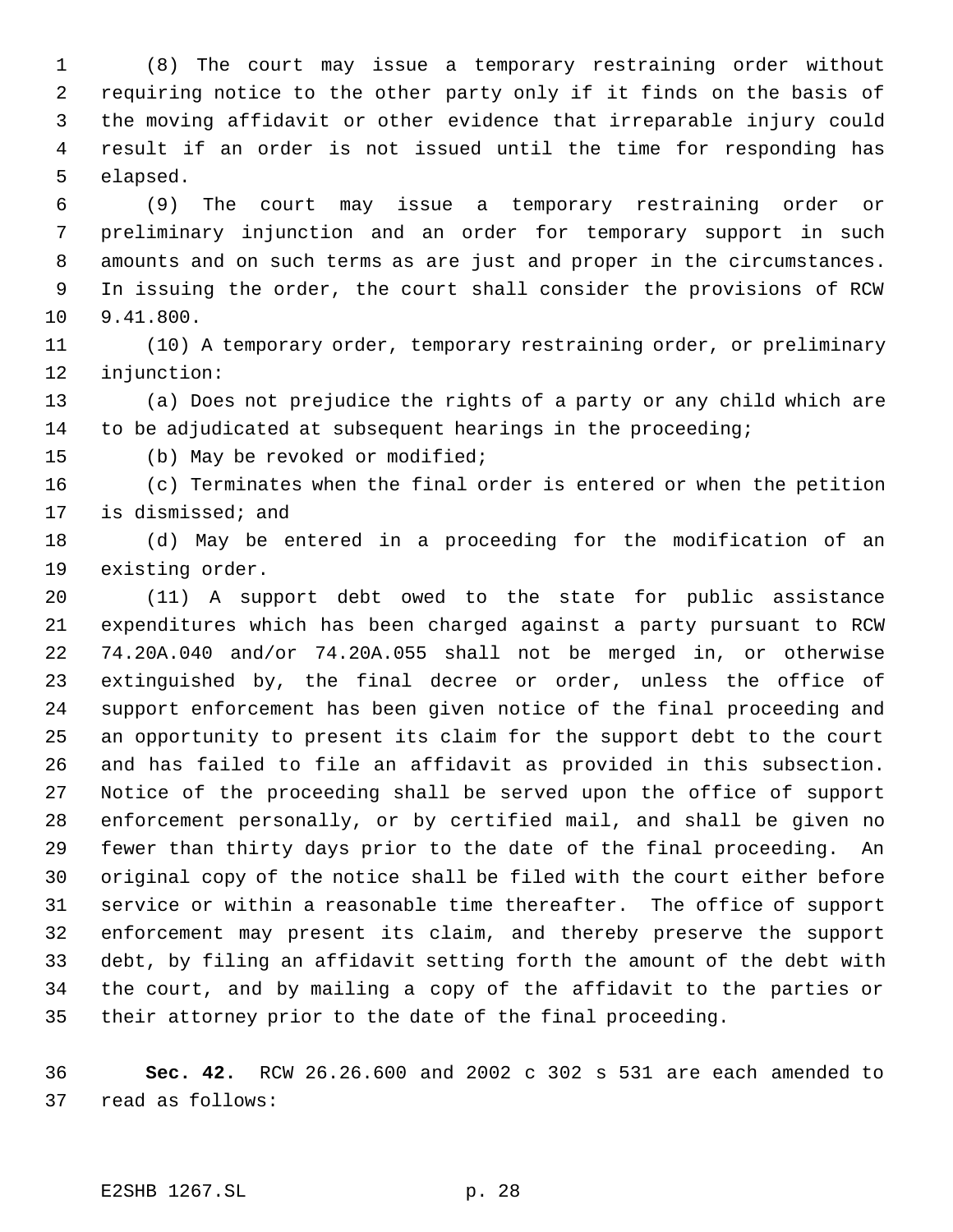(8) The court may issue a temporary restraining order without requiring notice to the other party only if it finds on the basis of the moving affidavit or other evidence that irreparable injury could result if an order is not issued until the time for responding has elapsed.

(9) The court may issue a temporary restraining order or preliminary injunction and an order for temporary support in such amounts and on such terms as are just and proper in the circumstances. In issuing the order, the court shall consider the provisions of RCW 9.41.800.

(10) A temporary order, temporary restraining order, or preliminary injunction:

(a) Does not prejudice the rights of a party or any child which are to be adjudicated at subsequent hearings in the proceeding;

(b) May be revoked or modified;

(c) Terminates when the final order is entered or when the petition is dismissed; and

(d) May be entered in a proceeding for the modification of an existing order.

(11) A support debt owed to the state for public assistance expenditures which has been charged against a party pursuant to RCW 74.20A.040 and/or 74.20A.055 shall not be merged in, or otherwise extinguished by, the final decree or order, unless the office of support enforcement has been given notice of the final proceeding and an opportunity to present its claim for the support debt to the court and has failed to file an affidavit as provided in this subsection. Notice of the proceeding shall be served upon the office of support enforcement personally, or by certified mail, and shall be given no fewer than thirty days prior to the date of the final proceeding. An original copy of the notice shall be filed with the court either before service or within a reasonable time thereafter. The office of support enforcement may present its claim, and thereby preserve the support debt, by filing an affidavit setting forth the amount of the debt with the court, and by mailing a copy of the affidavit to the parties or their attorney prior to the date of the final proceeding.

**Sec. 42.** RCW 26.26.600 and 2002 c 302 s 531 are each amended to read as follows: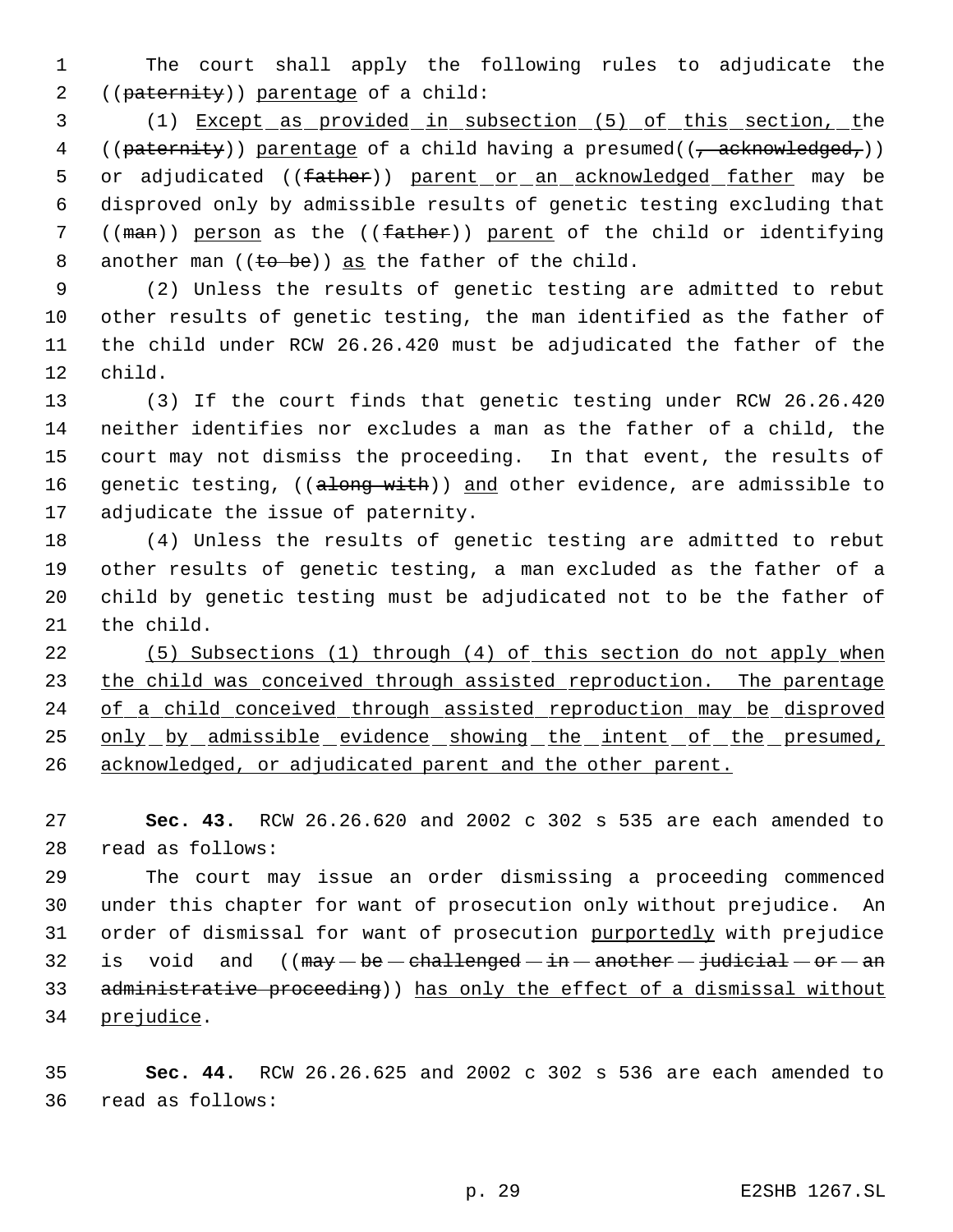The court shall apply the following rules to adjudicate the ((~~paternity~~)) <u>parentage</u> of a child:

(1) <u>Except as provided in subsection (5) of this section, t</u>he ((~~paternity~~)) <u>parentage</u> of a child having a presumed((~~, acknowledged,~~)) or adjudicated ((~~father~~)) <u>parent or an acknowledged father</u> may be disproved only by admissible results of genetic testing excluding that ((~~man~~)) <u>person</u> as the ((~~father~~)) <u>parent</u> of the child or identifying another man ((~~to be~~)) <u>as</u> the father of the child.

(2) Unless the results of genetic testing are admitted to rebut other results of genetic testing, the man identified as the father of the child under RCW 26.26.420 must be adjudicated the father of the child.

(3) If the court finds that genetic testing under RCW 26.26.420 neither identifies nor excludes a man as the father of a child, the court may not dismiss the proceeding. In that event, the results of genetic testing, ((~~along with~~)) <u>and</u> other evidence, are admissible to adjudicate the issue of paternity.

(4) Unless the results of genetic testing are admitted to rebut other results of genetic testing, a man excluded as the father of a child by genetic testing must be adjudicated not to be the father of the child.

<u>(5) Subsections (1) through (4) of this section do not apply when the child was conceived through assisted reproduction. The parentage of a child conceived through assisted reproduction may be disproved only by admissible evidence showing the intent of the presumed, acknowledged, or adjudicated parent and the other parent.</u>

**Sec. 43.** RCW 26.26.620 and 2002 c 302 s 535 are each amended to read as follows:

The court may issue an order dismissing a proceeding commenced under this chapter for want of prosecution only without prejudice. An order of dismissal for want of prosecution <u>purportedly</u> with prejudice is void and ((~~may be challenged in another judicial or an administrative proceeding~~)) <u>has only the effect of a dismissal without prejudice</u>.

**Sec. 44.** RCW 26.26.625 and 2002 c 302 s 536 are each amended to read as follows: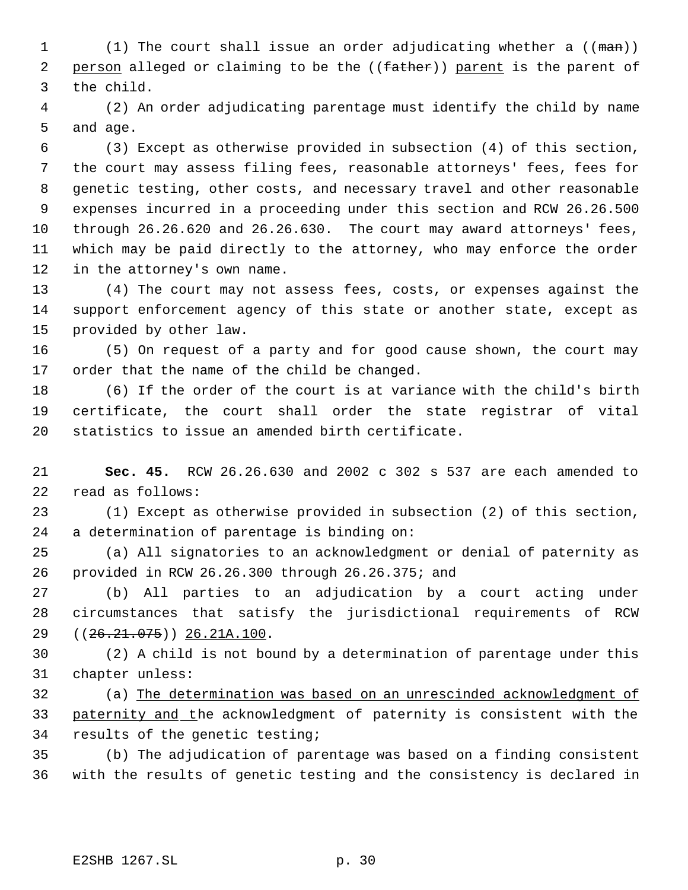(1) The court shall issue an order adjudicating whether a ((~~man~~)) <u>person</u> alleged or claiming to be the ((~~father~~)) <u>parent</u> is the parent of the child.

(2) An order adjudicating parentage must identify the child by name and age.

(3) Except as otherwise provided in subsection (4) of this section, the court may assess filing fees, reasonable attorneys' fees, fees for genetic testing, other costs, and necessary travel and other reasonable expenses incurred in a proceeding under this section and RCW 26.26.500 through 26.26.620 and 26.26.630. The court may award attorneys' fees, which may be paid directly to the attorney, who may enforce the order in the attorney's own name.

(4) The court may not assess fees, costs, or expenses against the support enforcement agency of this state or another state, except as provided by other law.

(5) On request of a party and for good cause shown, the court may order that the name of the child be changed.

(6) If the order of the court is at variance with the child's birth certificate, the court shall order the state registrar of vital statistics to issue an amended birth certificate.

**Sec. 45.** RCW 26.26.630 and 2002 c 302 s 537 are each amended to read as follows:

(1) Except as otherwise provided in subsection (2) of this section, a determination of parentage is binding on:

(a) All signatories to an acknowledgment or denial of paternity as provided in RCW 26.26.300 through 26.26.375; and

(b) All parties to an adjudication by a court acting under circumstances that satisfy the jurisdictional requirements of RCW ((~~26.21.075~~)) <u>26.21A.100</u>.

(2) A child is not bound by a determination of parentage under this chapter unless:

(a) <u>The determination was based on an unrescinded acknowledgment of paternity and t</u>he acknowledgment of paternity is consistent with the results of the genetic testing;

(b) The adjudication of parentage was based on a finding consistent with the results of genetic testing and the consistency is declared in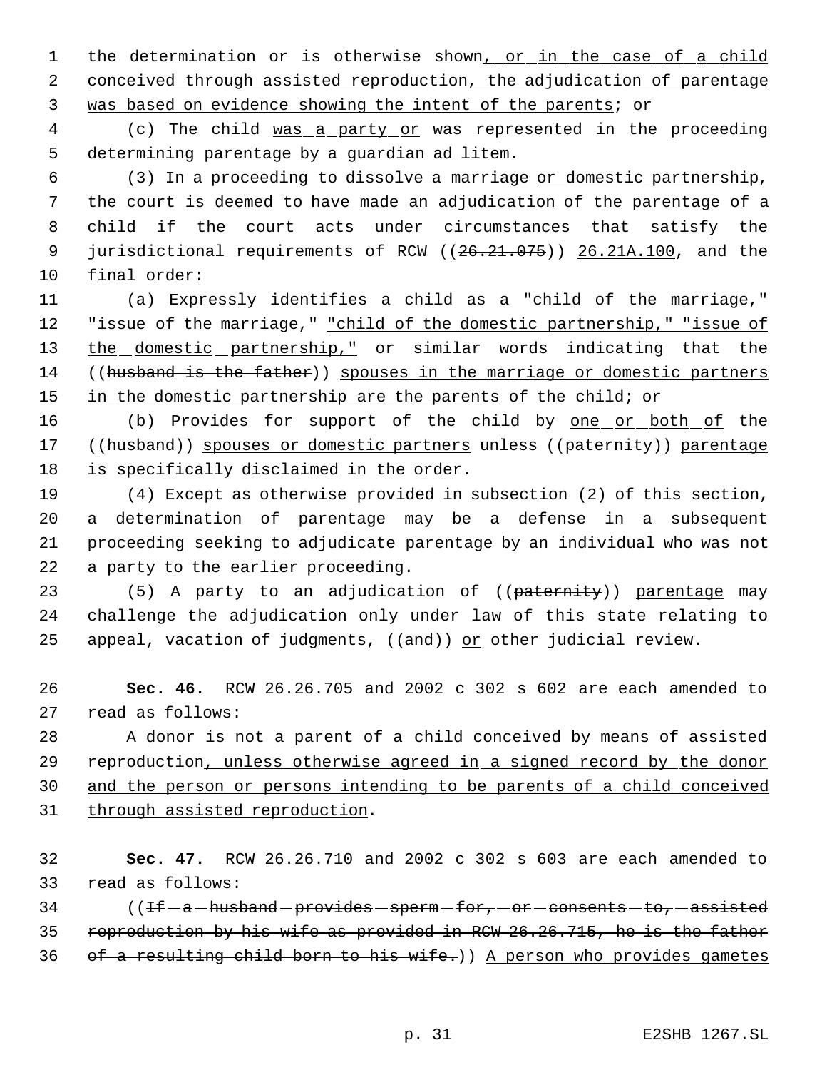the determination or is otherwise shown, or in the case of a child conceived through assisted reproduction, the adjudication of parentage was based on evidence showing the intent of the parents; or

(c) The child was a party or was represented in the proceeding determining parentage by a guardian ad litem.

(3) In a proceeding to dissolve a marriage or domestic partnership, the court is deemed to have made an adjudication of the parentage of a child if the court acts under circumstances that satisfy the jurisdictional requirements of RCW ((26.21.075)) 26.21A.100, and the final order:

(a) Expressly identifies a child as a "child of the marriage," "issue of the marriage," "child of the domestic partnership," "issue of the domestic partnership," or similar words indicating that the ((husband is the father)) spouses in the marriage or domestic partners in the domestic partnership are the parents of the child; or

(b) Provides for support of the child by one or both of the ((husband)) spouses or domestic partners unless ((paternity)) parentage is specifically disclaimed in the order.

(4) Except as otherwise provided in subsection (2) of this section, a determination of parentage may be a defense in a subsequent proceeding seeking to adjudicate parentage by an individual who was not a party to the earlier proceeding.

(5) A party to an adjudication of ((paternity)) parentage may challenge the adjudication only under law of this state relating to appeal, vacation of judgments, ((and)) or other judicial review.

**Sec. 46.** RCW 26.26.705 and 2002 c 302 s 602 are each amended to read as follows:

A donor is not a parent of a child conceived by means of assisted reproduction, unless otherwise agreed in a signed record by the donor and the person or persons intending to be parents of a child conceived through assisted reproduction.

**Sec. 47.** RCW 26.26.710 and 2002 c 302 s 603 are each amended to read as follows:

((~~If a husband provides sperm for, or consents to, assisted reproduction by his wife as provided in RCW 26.26.715, he is the father of a resulting child born to his wife.~~)) A person who provides gametes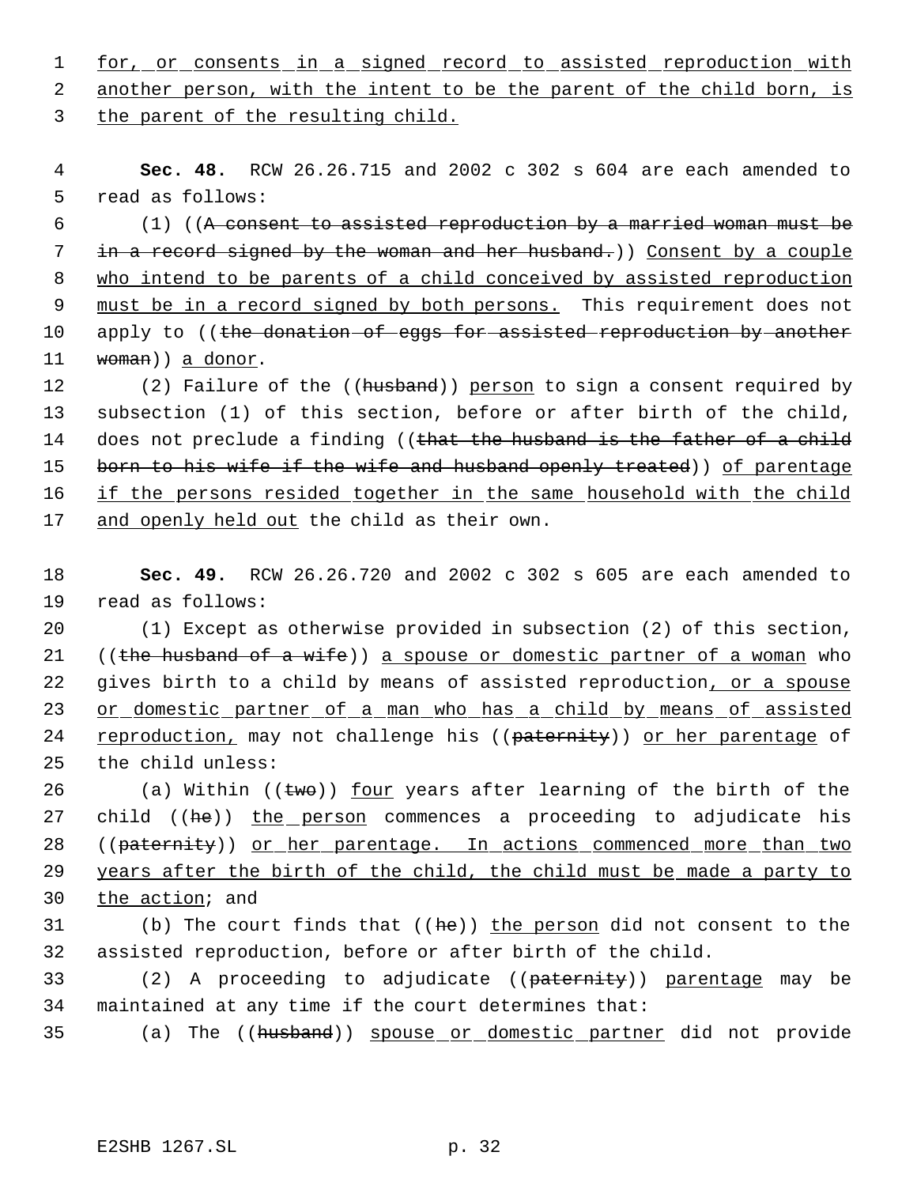for, or consents in a signed record to assisted reproduction with another person, with the intent to be the parent of the child born, is the parent of the resulting child.

**Sec. 48.** RCW 26.26.715 and 2002 c 302 s 604 are each amended to read as follows:

(1) ((~~A consent to assisted reproduction by a married woman must be in a record signed by the woman and her husband.~~)) Consent by a couple who intend to be parents of a child conceived by assisted reproduction must be in a record signed by both persons. This requirement does not apply to ((~~the donation of eggs for assisted reproduction by another woman~~)) a donor.

(2) Failure of the ((~~husband~~)) person to sign a consent required by subsection (1) of this section, before or after birth of the child, does not preclude a finding ((~~that the husband is the father of a child born to his wife if the wife and husband openly treated~~)) of parentage if the persons resided together in the same household with the child and openly held out the child as their own.

**Sec. 49.** RCW 26.26.720 and 2002 c 302 s 605 are each amended to read as follows:

(1) Except as otherwise provided in subsection (2) of this section, ((~~the husband of a wife~~)) a spouse or domestic partner of a woman who gives birth to a child by means of assisted reproduction, or a spouse or domestic partner of a man who has a child by means of assisted reproduction, may not challenge his ((~~paternity~~)) or her parentage of the child unless:

(a) Within ((~~two~~)) four years after learning of the birth of the child ((~~he~~)) the person commences a proceeding to adjudicate his ((~~paternity~~)) or her parentage. In actions commenced more than two years after the birth of the child, the child must be made a party to the action; and

(b) The court finds that ((~~he~~)) the person did not consent to the assisted reproduction, before or after birth of the child.

(2) A proceeding to adjudicate ((~~paternity~~)) parentage may be maintained at any time if the court determines that:

(a) The ((~~husband~~)) spouse or domestic partner did not provide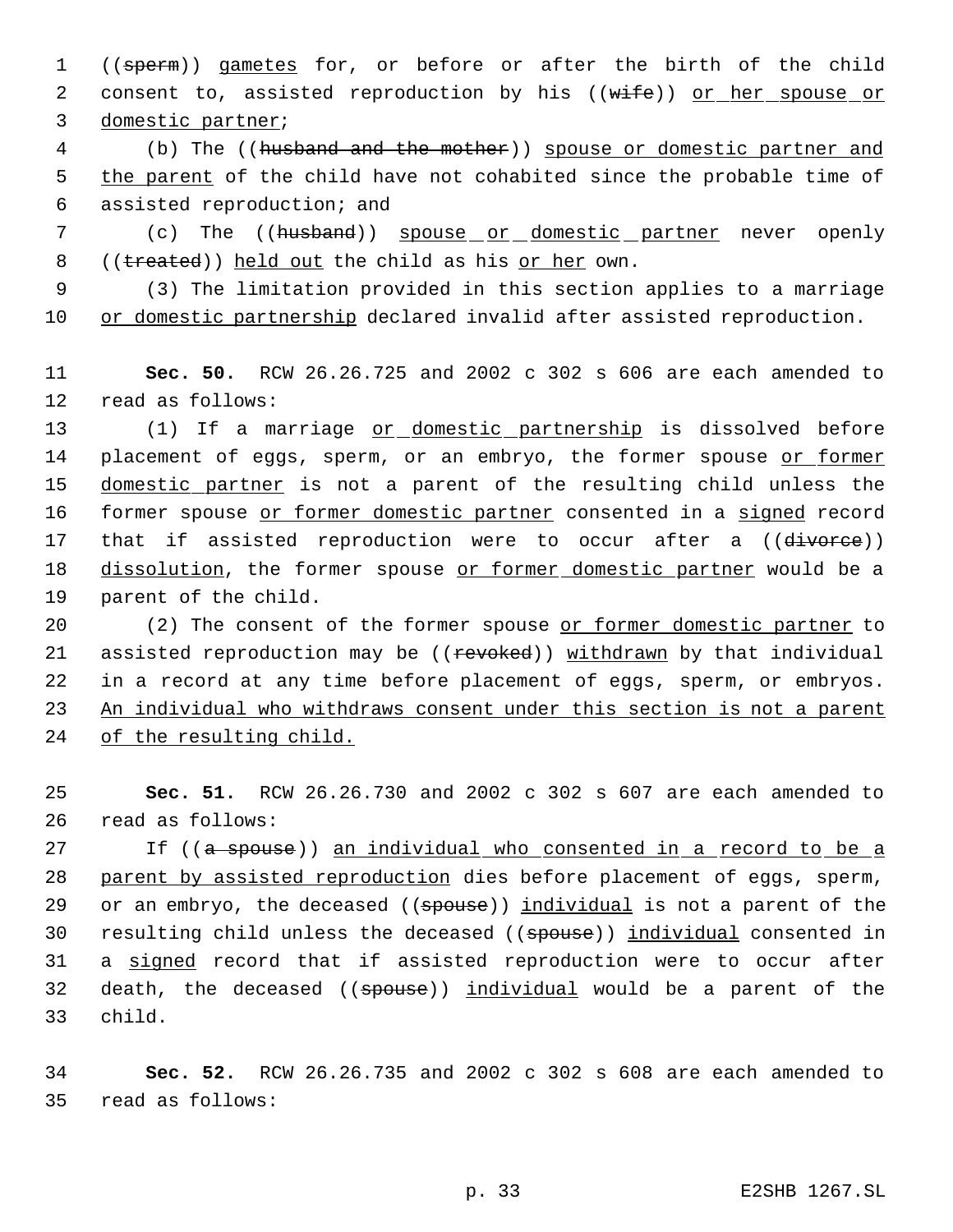((~~sperm~~)) <u>gametes</u> for, or before or after the birth of the child consent to, assisted reproduction by his ((~~wife~~)) <u>or her spouse or domestic partner</u>;

(b) The ((~~husband and the mother~~)) <u>spouse or domestic partner and the parent</u> of the child have not cohabited since the probable time of assisted reproduction; and

(c) The ((~~husband~~)) <u>spouse or domestic partner</u> never openly ((~~treated~~)) <u>held out</u> the child as his <u>or her</u> own.

(3) The limitation provided in this section applies to a marriage <u>or domestic partnership</u> declared invalid after assisted reproduction.

**Sec. 50.** RCW 26.26.725 and 2002 c 302 s 606 are each amended to read as follows:

(1) If a marriage <u>or domestic partnership</u> is dissolved before placement of eggs, sperm, or an embryo, the former spouse <u>or former domestic partner</u> is not a parent of the resulting child unless the former spouse <u>or former domestic partner</u> consented in a <u>signed</u> record that if assisted reproduction were to occur after a ((~~divorce~~)) <u>dissolution</u>, the former spouse <u>or former domestic partner</u> would be a parent of the child.

(2) The consent of the former spouse <u>or former domestic partner</u> to assisted reproduction may be ((~~revoked~~)) <u>withdrawn</u> by that individual in a record at any time before placement of eggs, sperm, or embryos. <u>An individual who withdraws consent under this section is not a parent of the resulting child.</u>

**Sec. 51.** RCW 26.26.730 and 2002 c 302 s 607 are each amended to read as follows:

If ((~~a spouse~~)) <u>an individual who consented in a record to be a parent by assisted reproduction</u> dies before placement of eggs, sperm, or an embryo, the deceased ((~~spouse~~)) <u>individual</u> is not a parent of the resulting child unless the deceased ((~~spouse~~)) <u>individual</u> consented in a <u>signed</u> record that if assisted reproduction were to occur after death, the deceased ((~~spouse~~)) <u>individual</u> would be a parent of the child.

**Sec. 52.** RCW 26.26.735 and 2002 c 302 s 608 are each amended to read as follows: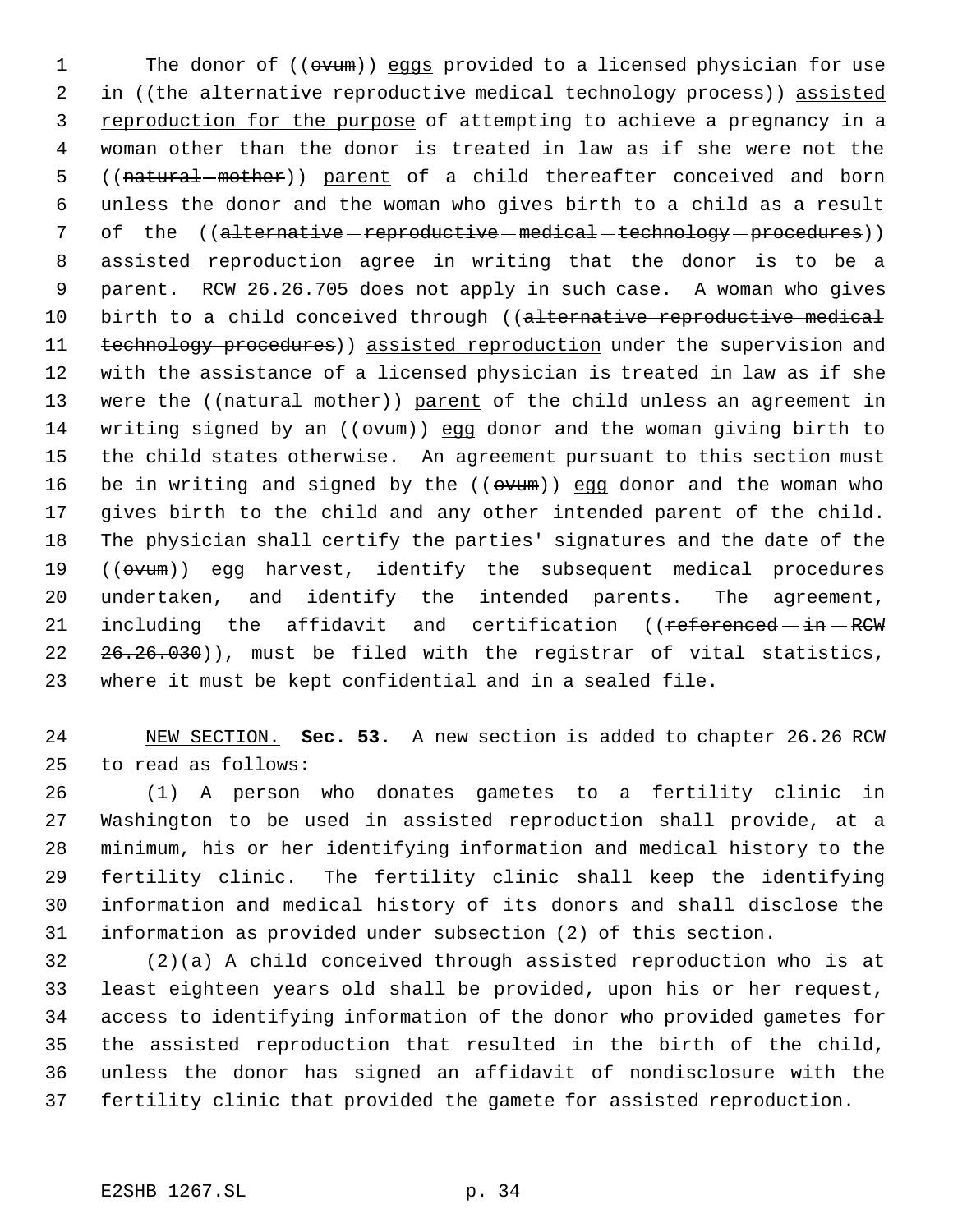The donor of ((~~ovum~~)) <u>eggs</u> provided to a licensed physician for use in ((~~the alternative reproductive medical technology process~~)) <u>assisted reproduction for the purpose</u> of attempting to achieve a pregnancy in a woman other than the donor is treated in law as if she were not the ((~~natural mother~~)) <u>parent</u> of a child thereafter conceived and born unless the donor and the woman who gives birth to a child as a result of the ((~~alternative reproductive medical technology procedures~~)) <u>assisted reproduction</u> agree in writing that the donor is to be a parent. RCW 26.26.705 does not apply in such case. A woman who gives birth to a child conceived through ((~~alternative reproductive medical technology procedures~~)) <u>assisted reproduction</u> under the supervision and with the assistance of a licensed physician is treated in law as if she were the ((~~natural mother~~)) <u>parent</u> of the child unless an agreement in writing signed by an ((~~ovum~~)) <u>egg</u> donor and the woman giving birth to the child states otherwise. An agreement pursuant to this section must be in writing and signed by the ((~~ovum~~)) <u>egg</u> donor and the woman who gives birth to the child and any other intended parent of the child. The physician shall certify the parties' signatures and the date of the ((~~ovum~~)) <u>egg</u> harvest, identify the subsequent medical procedures undertaken, and identify the intended parents. The agreement, including the affidavit and certification ((~~referenced in RCW 26.26.030~~)), must be filed with the registrar of vital statistics, where it must be kept confidential and in a sealed file.

<u>NEW SECTION.</u> **Sec. 53.** A new section is added to chapter 26.26 RCW to read as follows:

(1) A person who donates gametes to a fertility clinic in Washington to be used in assisted reproduction shall provide, at a minimum, his or her identifying information and medical history to the fertility clinic. The fertility clinic shall keep the identifying information and medical history of its donors and shall disclose the information as provided under subsection (2) of this section.

(2)(a) A child conceived through assisted reproduction who is at least eighteen years old shall be provided, upon his or her request, access to identifying information of the donor who provided gametes for the assisted reproduction that resulted in the birth of the child, unless the donor has signed an affidavit of nondisclosure with the fertility clinic that provided the gamete for assisted reproduction.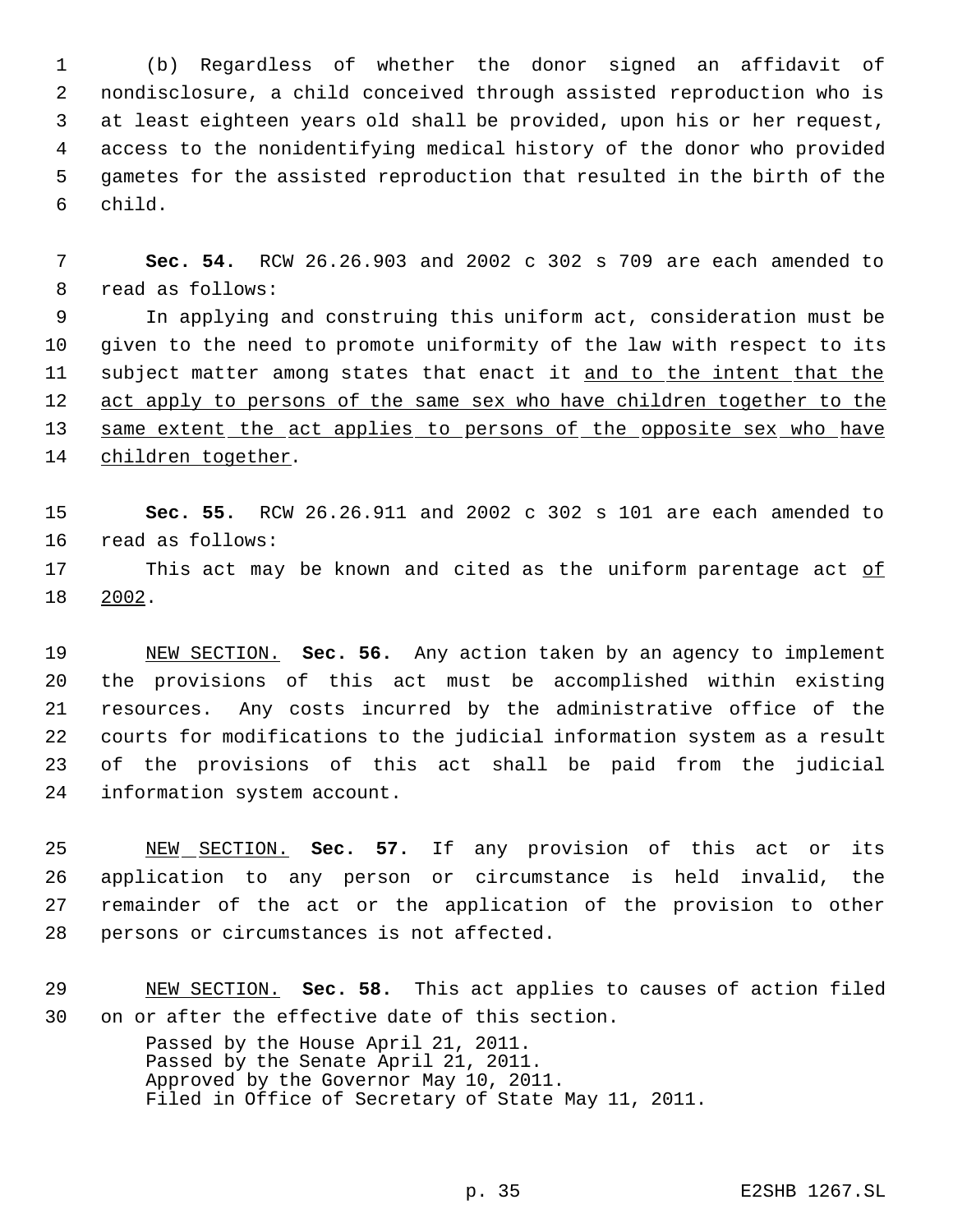(b) Regardless of whether the donor signed an affidavit of nondisclosure, a child conceived through assisted reproduction who is at least eighteen years old shall be provided, upon his or her request, access to the nonidentifying medical history of the donor who provided gametes for the assisted reproduction that resulted in the birth of the child.

**Sec. 54.** RCW 26.26.903 and 2002 c 302 s 709 are each amended to read as follows:

In applying and construing this uniform act, consideration must be given to the need to promote uniformity of the law with respect to its subject matter among states that enact it <u>and to the intent that the act apply to persons of the same sex who have children together to the same extent the act applies to persons of the opposite sex who have children together</u>.

**Sec. 55.** RCW 26.26.911 and 2002 c 302 s 101 are each amended to read as follows:

This act may be known and cited as the uniform parentage act <u>of 2002</u>.

<u>NEW SECTION.</u> **Sec. 56.** Any action taken by an agency to implement the provisions of this act must be accomplished within existing resources. Any costs incurred by the administrative office of the courts for modifications to the judicial information system as a result of the provisions of this act shall be paid from the judicial information system account.

<u>NEW SECTION.</u> **Sec. 57.** If any provision of this act or its application to any person or circumstance is held invalid, the remainder of the act or the application of the provision to other persons or circumstances is not affected.

<u>NEW SECTION.</u> **Sec. 58.** This act applies to causes of action filed on or after the effective date of this section.

Passed by the House April 21, 2011.
Passed by the Senate April 21, 2011.
Approved by the Governor May 10, 2011.
Filed in Office of Secretary of State May 11, 2011.